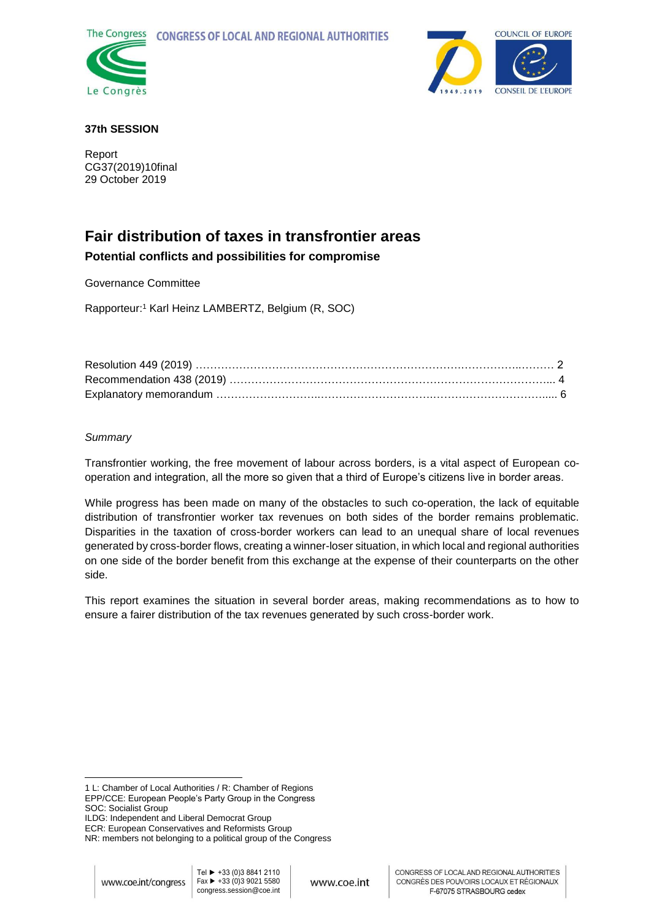The Congress CONGRESS OF LOCAL AND REGIONAL AUTHORITIES

Le Congrès

COUNCIL OF EUROPE

CONSEIL DE L'EUROPE

**37th SESSION**

Report
CG37(2019)10final
29 October 2019

# Fair distribution of taxes in transfrontier areas

## Potential conflicts and possibilities for compromise

Governance Committee

Rapporteur:[1] Karl Heinz LAMBERTZ, Belgium (R, SOC)

| | |
|---|---|
| Resolution 449 (2019) | 2 |
| Recommendation 438 (2019) | 4 |
| Explanatory memorandum | 6 |

*Summary*

Transfrontier working, the free movement of labour across borders, is a vital aspect of European co-operation and integration, all the more so given that a third of Europe's citizens live in border areas.

While progress has been made on many of the obstacles to such co-operation, the lack of equitable distribution of transfrontier worker tax revenues on both sides of the border remains problematic. Disparities in the taxation of cross-border workers can lead to an unequal share of local revenues generated by cross-border flows, creating a winner-loser situation, in which local and regional authorities on one side of the border benefit from this exchange at the expense of their counterparts on the other side.

This report examines the situation in several border areas, making recommendations as to how to ensure a fairer distribution of the tax revenues generated by such cross-border work.

---

1 L: Chamber of Local Authorities / R: Chamber of Regions
EPP/CCE: European People's Party Group in the Congress
SOC: Socialist Group
ILDG: Independent and Liberal Democrat Group
ECR: European Conservatives and Reformists Group
NR: members not belonging to a political group of the Congress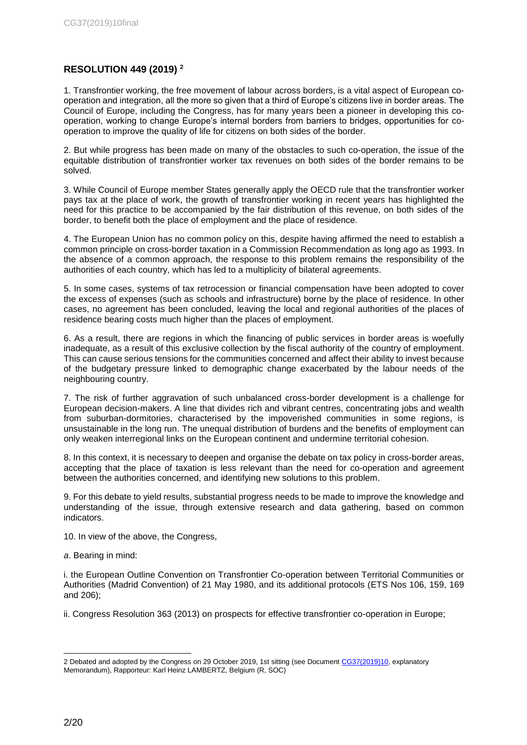## RESOLUTION 449 (2019) [2]

1. Transfrontier working, the free movement of labour across borders, is a vital aspect of European co-operation and integration, all the more so given that a third of Europe's citizens live in border areas. The Council of Europe, including the Congress, has for many years been a pioneer in developing this co-operation, working to change Europe's internal borders from barriers to bridges, opportunities for co-operation to improve the quality of life for citizens on both sides of the border.

2. But while progress has been made on many of the obstacles to such co-operation, the issue of the equitable distribution of transfrontier worker tax revenues on both sides of the border remains to be solved.

3. While Council of Europe member States generally apply the OECD rule that the transfrontier worker pays tax at the place of work, the growth of transfrontier working in recent years has highlighted the need for this practice to be accompanied by the fair distribution of this revenue, on both sides of the border, to benefit both the place of employment and the place of residence.

4. The European Union has no common policy on this, despite having affirmed the need to establish a common principle on cross-border taxation in a Commission Recommendation as long ago as 1993. In the absence of a common approach, the response to this problem remains the responsibility of the authorities of each country, which has led to a multiplicity of bilateral agreements.

5. In some cases, systems of tax retrocession or financial compensation have been adopted to cover the excess of expenses (such as schools and infrastructure) borne by the place of residence. In other cases, no agreement has been concluded, leaving the local and regional authorities of the places of residence bearing costs much higher than the places of employment.

6. As a result, there are regions in which the financing of public services in border areas is woefully inadequate, as a result of this exclusive collection by the fiscal authority of the country of employment. This can cause serious tensions for the communities concerned and affect their ability to invest because of the budgetary pressure linked to demographic change exacerbated by the labour needs of the neighbouring country.

7. The risk of further aggravation of such unbalanced cross-border development is a challenge for European decision-makers. A line that divides rich and vibrant centres, concentrating jobs and wealth from suburban-dormitories, characterised by the impoverished communities in some regions, is unsustainable in the long run. The unequal distribution of burdens and the benefits of employment can only weaken interregional links on the European continent and undermine territorial cohesion.

8. In this context, it is necessary to deepen and organise the debate on tax policy in cross-border areas, accepting that the place of taxation is less relevant than the need for co-operation and agreement between the authorities concerned, and identifying new solutions to this problem.

9. For this debate to yield results, substantial progress needs to be made to improve the knowledge and understanding of the issue, through extensive research and data gathering, based on common indicators.

10. In view of the above, the Congress,

*a*. Bearing in mind:

i. the European Outline Convention on Transfrontier Co-operation between Territorial Communities or Authorities (Madrid Convention) of 21 May 1980, and its additional protocols (ETS Nos 106, 159, 169 and 206);

ii. Congress Resolution 363 (2013) on prospects for effective transfrontier co-operation in Europe;

---

2 Debated and adopted by the Congress on 29 October 2019, 1st sitting (see Document CG37(2019)10, explanatory Memorandum), Rapporteur: Karl Heinz LAMBERTZ, Belgium (R, SOC)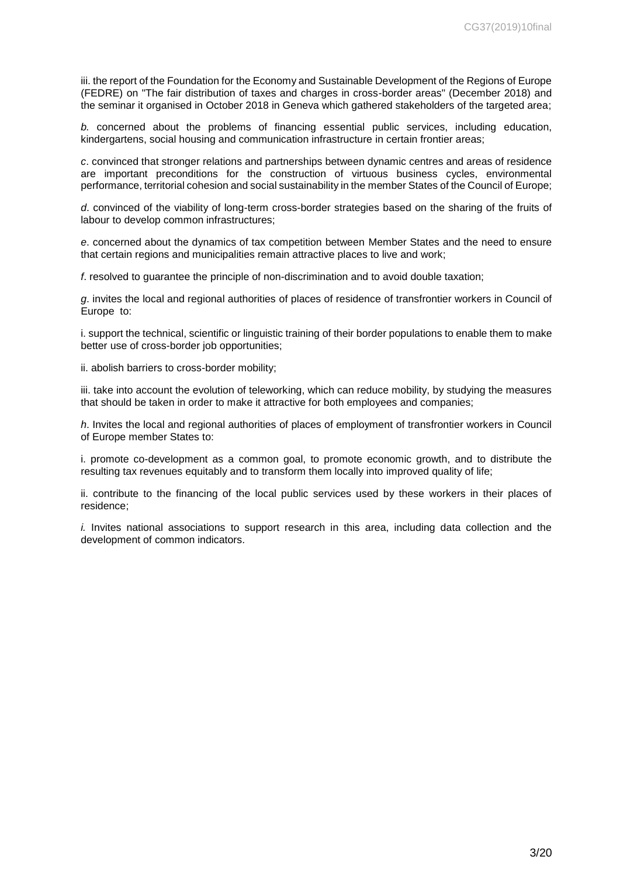iii. the report of the Foundation for the Economy and Sustainable Development of the Regions of Europe (FEDRE) on "The fair distribution of taxes and charges in cross-border areas" (December 2018) and the seminar it organised in October 2018 in Geneva which gathered stakeholders of the targeted area;

*b.* concerned about the problems of financing essential public services, including education, kindergartens, social housing and communication infrastructure in certain frontier areas;

*c*. convinced that stronger relations and partnerships between dynamic centres and areas of residence are important preconditions for the construction of virtuous business cycles, environmental performance, territorial cohesion and social sustainability in the member States of the Council of Europe;

*d*. convinced of the viability of long-term cross-border strategies based on the sharing of the fruits of labour to develop common infrastructures;

*e*. concerned about the dynamics of tax competition between Member States and the need to ensure that certain regions and municipalities remain attractive places to live and work;

*f*. resolved to guarantee the principle of non-discrimination and to avoid double taxation;

*g*. invites the local and regional authorities of places of residence of transfrontier workers in Council of Europe to:

i. support the technical, scientific or linguistic training of their border populations to enable them to make better use of cross-border job opportunities;

ii. abolish barriers to cross-border mobility;

iii. take into account the evolution of teleworking, which can reduce mobility, by studying the measures that should be taken in order to make it attractive for both employees and companies;

*h*. Invites the local and regional authorities of places of employment of transfrontier workers in Council of Europe member States to:

i. promote co-development as a common goal, to promote economic growth, and to distribute the resulting tax revenues equitably and to transform them locally into improved quality of life;

ii. contribute to the financing of the local public services used by these workers in their places of residence;

*i.* Invites national associations to support research in this area, including data collection and the development of common indicators.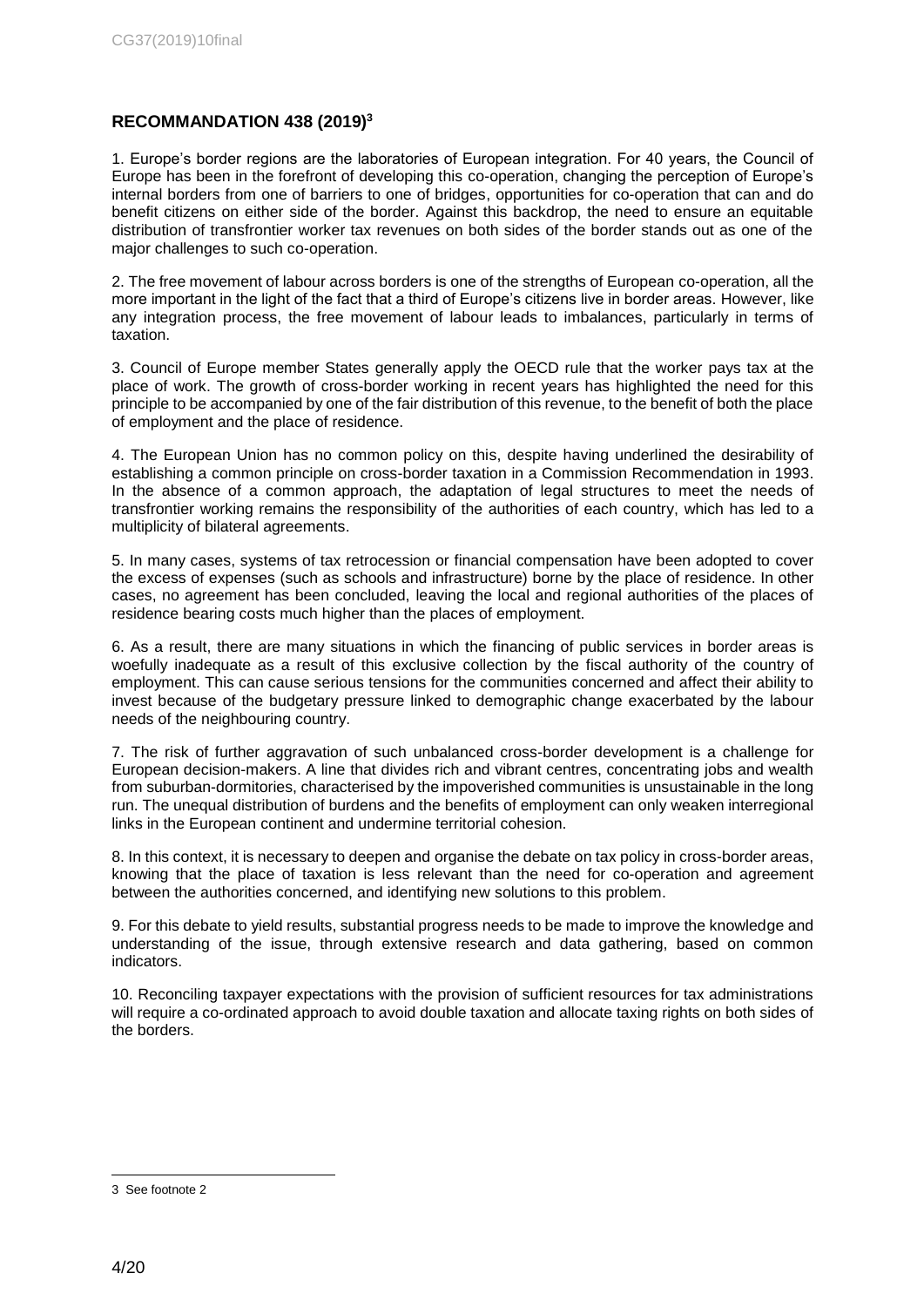## RECOMMANDATION 438 (2019)[3]

1. Europe's border regions are the laboratories of European integration. For 40 years, the Council of Europe has been in the forefront of developing this co-operation, changing the perception of Europe's internal borders from one of barriers to one of bridges, opportunities for co-operation that can and do benefit citizens on either side of the border. Against this backdrop, the need to ensure an equitable distribution of transfrontier worker tax revenues on both sides of the border stands out as one of the major challenges to such co-operation.

2. The free movement of labour across borders is one of the strengths of European co-operation, all the more important in the light of the fact that a third of Europe's citizens live in border areas. However, like any integration process, the free movement of labour leads to imbalances, particularly in terms of taxation.

3. Council of Europe member States generally apply the OECD rule that the worker pays tax at the place of work. The growth of cross-border working in recent years has highlighted the need for this principle to be accompanied by one of the fair distribution of this revenue, to the benefit of both the place of employment and the place of residence.

4. The European Union has no common policy on this, despite having underlined the desirability of establishing a common principle on cross-border taxation in a Commission Recommendation in 1993. In the absence of a common approach, the adaptation of legal structures to meet the needs of transfrontier working remains the responsibility of the authorities of each country, which has led to a multiplicity of bilateral agreements.

5. In many cases, systems of tax retrocession or financial compensation have been adopted to cover the excess of expenses (such as schools and infrastructure) borne by the place of residence. In other cases, no agreement has been concluded, leaving the local and regional authorities of the places of residence bearing costs much higher than the places of employment.

6. As a result, there are many situations in which the financing of public services in border areas is woefully inadequate as a result of this exclusive collection by the fiscal authority of the country of employment. This can cause serious tensions for the communities concerned and affect their ability to invest because of the budgetary pressure linked to demographic change exacerbated by the labour needs of the neighbouring country.

7. The risk of further aggravation of such unbalanced cross-border development is a challenge for European decision-makers. A line that divides rich and vibrant centres, concentrating jobs and wealth from suburban-dormitories, characterised by the impoverished communities is unsustainable in the long run. The unequal distribution of burdens and the benefits of employment can only weaken interregional links in the European continent and undermine territorial cohesion.

8. In this context, it is necessary to deepen and organise the debate on tax policy in cross-border areas, knowing that the place of taxation is less relevant than the need for co-operation and agreement between the authorities concerned, and identifying new solutions to this problem.

9. For this debate to yield results, substantial progress needs to be made to improve the knowledge and understanding of the issue, through extensive research and data gathering, based on common indicators.

10. Reconciling taxpayer expectations with the provision of sufficient resources for tax administrations will require a co-ordinated approach to avoid double taxation and allocate taxing rights on both sides of the borders.

3 See footnote 2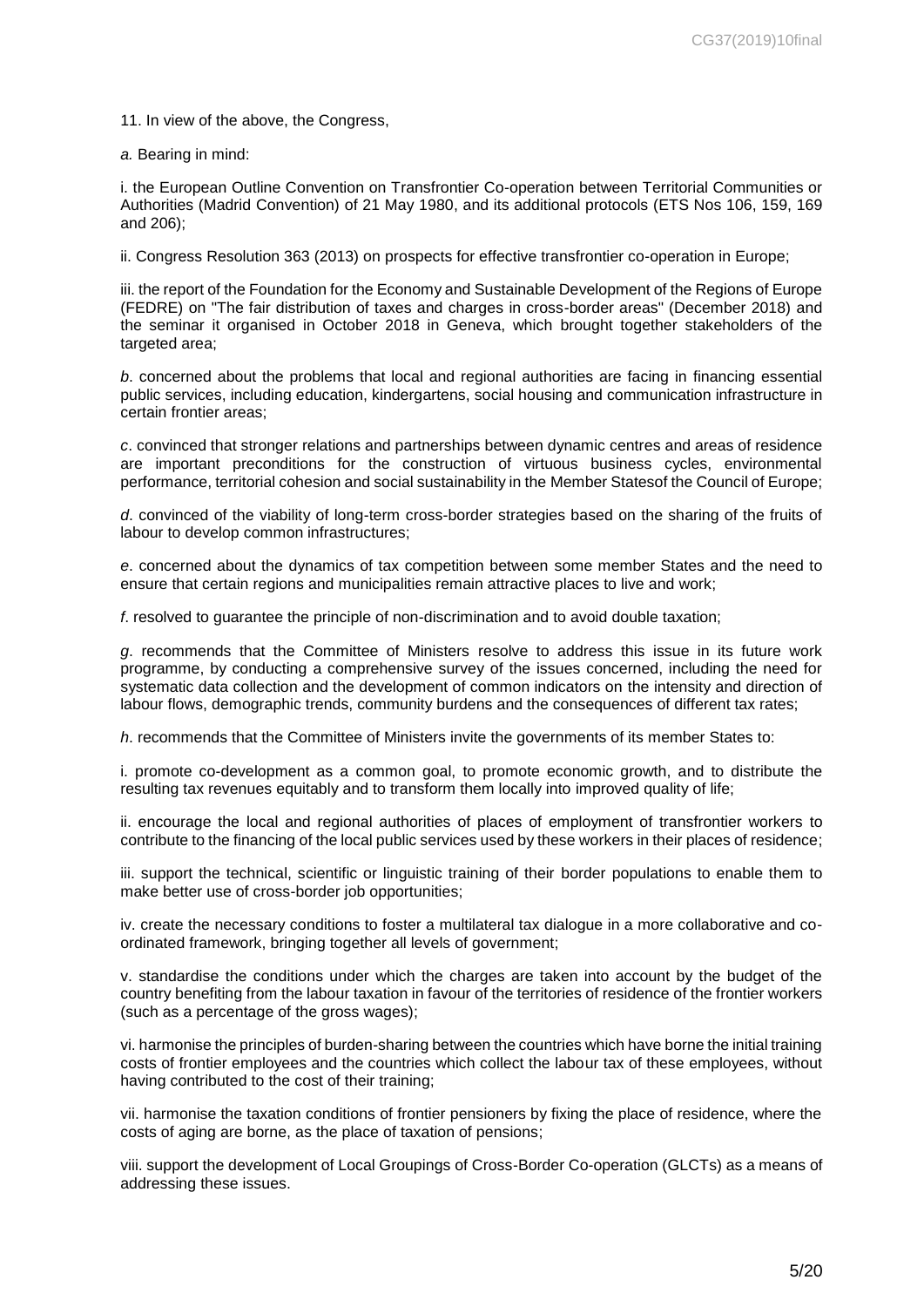11. In view of the above, the Congress,

*a.* Bearing in mind:

i. the European Outline Convention on Transfrontier Co-operation between Territorial Communities or Authorities (Madrid Convention) of 21 May 1980, and its additional protocols (ETS Nos 106, 159, 169 and 206);

ii. Congress Resolution 363 (2013) on prospects for effective transfrontier co-operation in Europe;

iii. the report of the Foundation for the Economy and Sustainable Development of the Regions of Europe (FEDRE) on "The fair distribution of taxes and charges in cross-border areas" (December 2018) and the seminar it organised in October 2018 in Geneva, which brought together stakeholders of the targeted area;

*b*. concerned about the problems that local and regional authorities are facing in financing essential public services, including education, kindergartens, social housing and communication infrastructure in certain frontier areas;

*c*. convinced that stronger relations and partnerships between dynamic centres and areas of residence are important preconditions for the construction of virtuous business cycles, environmental performance, territorial cohesion and social sustainability in the Member Statesof the Council of Europe;

*d*. convinced of the viability of long-term cross-border strategies based on the sharing of the fruits of labour to develop common infrastructures;

*e*. concerned about the dynamics of tax competition between some member States and the need to ensure that certain regions and municipalities remain attractive places to live and work;

*f*. resolved to guarantee the principle of non-discrimination and to avoid double taxation;

*g*. recommends that the Committee of Ministers resolve to address this issue in its future work programme, by conducting a comprehensive survey of the issues concerned, including the need for systematic data collection and the development of common indicators on the intensity and direction of labour flows, demographic trends, community burdens and the consequences of different tax rates;

*h*. recommends that the Committee of Ministers invite the governments of its member States to:

i. promote co-development as a common goal, to promote economic growth, and to distribute the resulting tax revenues equitably and to transform them locally into improved quality of life;

ii. encourage the local and regional authorities of places of employment of transfrontier workers to contribute to the financing of the local public services used by these workers in their places of residence;

iii. support the technical, scientific or linguistic training of their border populations to enable them to make better use of cross-border job opportunities;

iv. create the necessary conditions to foster a multilateral tax dialogue in a more collaborative and co-ordinated framework, bringing together all levels of government;

v. standardise the conditions under which the charges are taken into account by the budget of the country benefiting from the labour taxation in favour of the territories of residence of the frontier workers (such as a percentage of the gross wages);

vi. harmonise the principles of burden-sharing between the countries which have borne the initial training costs of frontier employees and the countries which collect the labour tax of these employees, without having contributed to the cost of their training;

vii. harmonise the taxation conditions of frontier pensioners by fixing the place of residence, where the costs of aging are borne, as the place of taxation of pensions;

viii. support the development of Local Groupings of Cross-Border Co-operation (GLCTs) as a means of addressing these issues.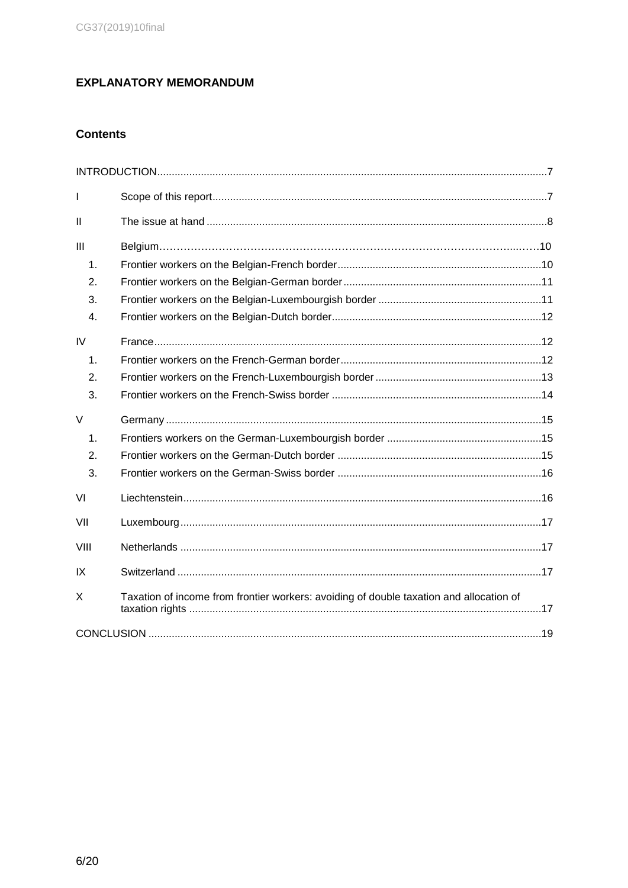## EXPLANATORY MEMORANDUM

### Contents

INTRODUCTION.....7

I Scope of this report.....7

II The issue at hand.....8

III Belgium.....10

1. Frontier workers on the Belgian-French border.....10
2. Frontier workers on the Belgian-German border.....11
3. Frontier workers on the Belgian-Luxembourgish border.....11
4. Frontier workers on the Belgian-Dutch border.....12

IV France.....12

1. Frontier workers on the French-German border.....12
2. Frontier workers on the French-Luxembourgish border.....13
3. Frontier workers on the French-Swiss border.....14

V Germany.....15

1. Frontiers workers on the German-Luxembourgish border.....15
2. Frontier workers on the German-Dutch border.....15
3. Frontier workers on the German-Swiss border.....16

VI Liechtenstein.....16

VII Luxembourg.....17

VIII Netherlands.....17

IX Switzerland.....17

X Taxation of income from frontier workers: avoiding of double taxation and allocation of taxation rights.....17

CONCLUSION.....19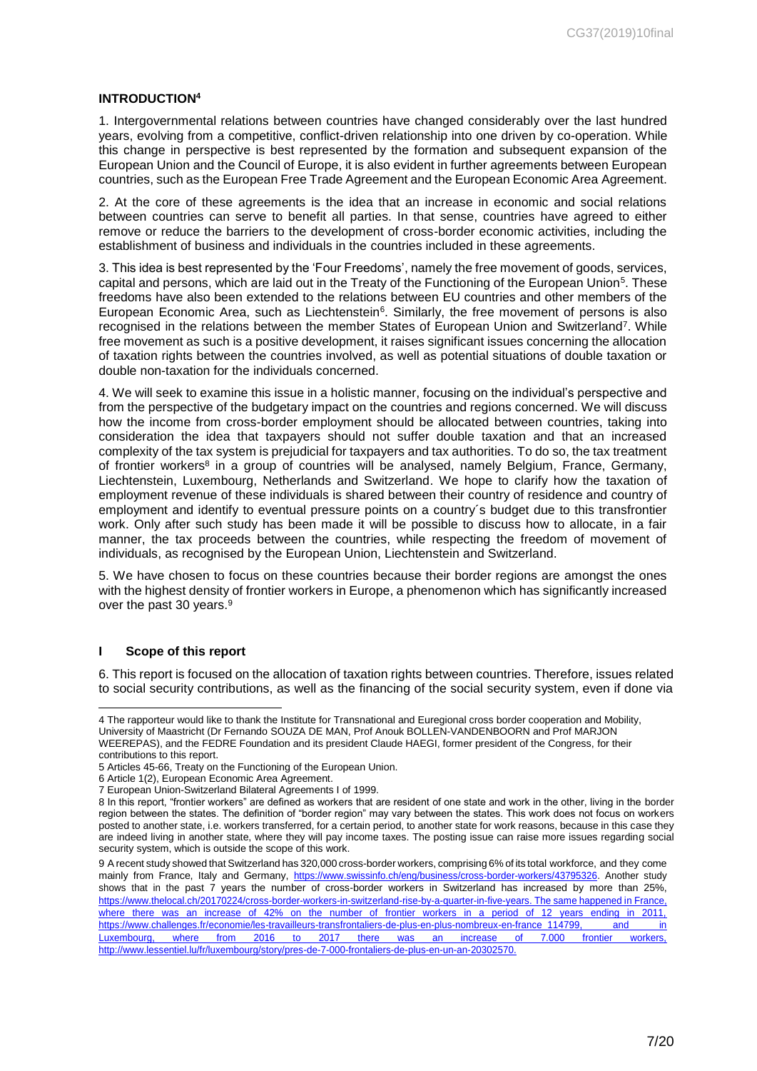## INTRODUCTION[4]

1. Intergovernmental relations between countries have changed considerably over the last hundred years, evolving from a competitive, conflict-driven relationship into one driven by co-operation. While this change in perspective is best represented by the formation and subsequent expansion of the European Union and the Council of Europe, it is also evident in further agreements between European countries, such as the European Free Trade Agreement and the European Economic Area Agreement.

2. At the core of these agreements is the idea that an increase in economic and social relations between countries can serve to benefit all parties. In that sense, countries have agreed to either remove or reduce the barriers to the development of cross-border economic activities, including the establishment of business and individuals in the countries included in these agreements.

3. This idea is best represented by the 'Four Freedoms', namely the free movement of goods, services, capital and persons, which are laid out in the Treaty of the Functioning of the European Union[5]. These freedoms have also been extended to the relations between EU countries and other members of the European Economic Area, such as Liechtenstein[6]. Similarly, the free movement of persons is also recognised in the relations between the member States of European Union and Switzerland[7]. While free movement as such is a positive development, it raises significant issues concerning the allocation of taxation rights between the countries involved, as well as potential situations of double taxation or double non-taxation for the individuals concerned.

4. We will seek to examine this issue in a holistic manner, focusing on the individual's perspective and from the perspective of the budgetary impact on the countries and regions concerned. We will discuss how the income from cross-border employment should be allocated between countries, taking into consideration the idea that taxpayers should not suffer double taxation and that an increased complexity of the tax system is prejudicial for taxpayers and tax authorities. To do so, the tax treatment of frontier workers[8] in a group of countries will be analysed, namely Belgium, France, Germany, Liechtenstein, Luxembourg, Netherlands and Switzerland. We hope to clarify how the taxation of employment revenue of these individuals is shared between their country of residence and country of employment and identify to eventual pressure points on a country´s budget due to this transfrontier work. Only after such study has been made it will be possible to discuss how to allocate, in a fair manner, the tax proceeds between the countries, while respecting the freedom of movement of individuals, as recognised by the European Union, Liechtenstein and Switzerland.

5. We have chosen to focus on these countries because their border regions are amongst the ones with the highest density of frontier workers in Europe, a phenomenon which has significantly increased over the past 30 years.[9]

## I Scope of this report

6. This report is focused on the allocation of taxation rights between countries. Therefore, issues related to social security contributions, as well as the financing of the social security system, even if done via

---

4 The rapporteur would like to thank the Institute for Transnational and Euregional cross border cooperation and Mobility, University of Maastricht (Dr Fernando SOUZA DE MAN, Prof Anouk BOLLEN-VANDENBOORN and Prof MARJON WEEREPAS), and the FEDRE Foundation and its president Claude HAEGI, former president of the Congress, for their contributions to this report.

5 Articles 45-66, Treaty on the Functioning of the European Union.

6 Article 1(2), European Economic Area Agreement.

7 European Union-Switzerland Bilateral Agreements I of 1999.

8 In this report, "frontier workers" are defined as workers that are resident of one state and work in the other, living in the border region between the states. The definition of "border region" may vary between the states. This work does not focus on workers posted to another state, i.e. workers transferred, for a certain period, to another state for work reasons, because in this case they are indeed living in another state, where they will pay income taxes. The posting issue can raise more issues regarding social security system, which is outside the scope of this work.

9 A recent study showed that Switzerland has 320,000 cross-border workers, comprising 6% of its total workforce, and they come mainly from France, Italy and Germany, https://www.swissinfo.ch/eng/business/cross-border-workers/43795326. Another study shows that in the past 7 years the number of cross-border workers in Switzerland has increased by more than 25%, https://www.thelocal.ch/20170224/cross-border-workers-in-switzerland-rise-by-a-quarter-in-five-years. The same happened in France, where there was an increase of 42% on the number of frontier workers in a period of 12 years ending in 2011, https://www.challenges.fr/economie/les-travailleurs-transfrontaliers-de-plus-en-plus-nombreux-en-france_114799, and in Luxembourg, where from 2016 to 2017 there was an increase of 7.000 frontier workers, http://www.lessentiel.lu/fr/luxembourg/story/pres-de-7-000-frontaliers-de-plus-en-un-an-20302570.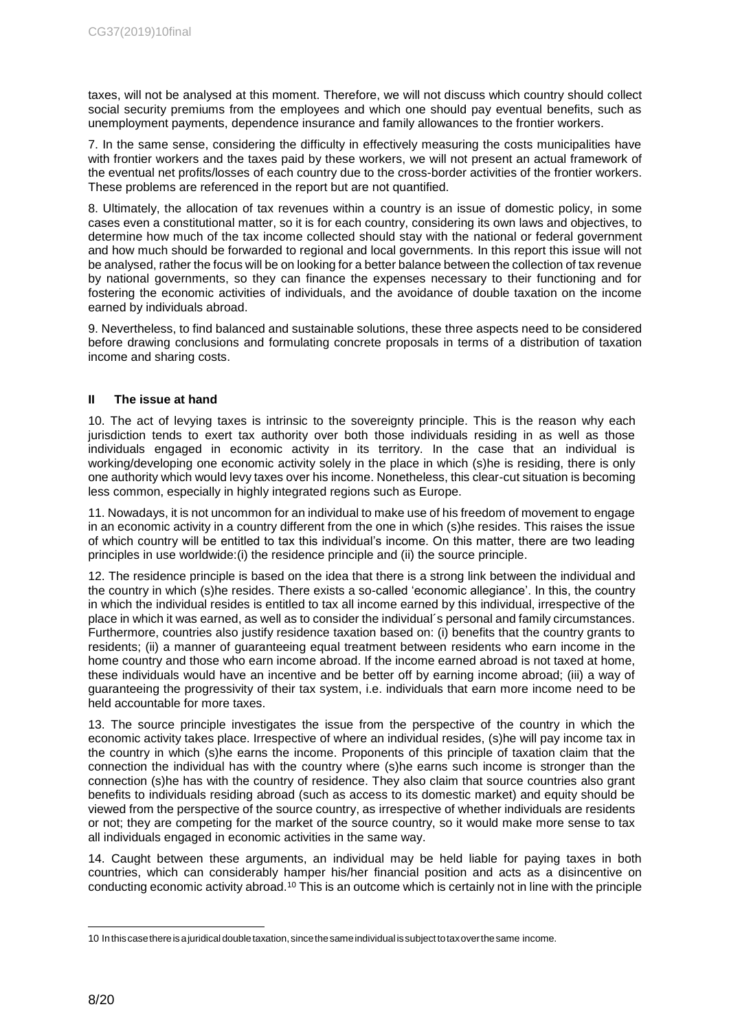taxes, will not be analysed at this moment. Therefore, we will not discuss which country should collect social security premiums from the employees and which one should pay eventual benefits, such as unemployment payments, dependence insurance and family allowances to the frontier workers.

7. In the same sense, considering the difficulty in effectively measuring the costs municipalities have with frontier workers and the taxes paid by these workers, we will not present an actual framework of the eventual net profits/losses of each country due to the cross-border activities of the frontier workers. These problems are referenced in the report but are not quantified.

8. Ultimately, the allocation of tax revenues within a country is an issue of domestic policy, in some cases even a constitutional matter, so it is for each country, considering its own laws and objectives, to determine how much of the tax income collected should stay with the national or federal government and how much should be forwarded to regional and local governments. In this report this issue will not be analysed, rather the focus will be on looking for a better balance between the collection of tax revenue by national governments, so they can finance the expenses necessary to their functioning and for fostering the economic activities of individuals, and the avoidance of double taxation on the income earned by individuals abroad.

9. Nevertheless, to find balanced and sustainable solutions, these three aspects need to be considered before drawing conclusions and formulating concrete proposals in terms of a distribution of taxation income and sharing costs.

## II The issue at hand

10. The act of levying taxes is intrinsic to the sovereignty principle. This is the reason why each jurisdiction tends to exert tax authority over both those individuals residing in as well as those individuals engaged in economic activity in its territory. In the case that an individual is working/developing one economic activity solely in the place in which (s)he is residing, there is only one authority which would levy taxes over his income. Nonetheless, this clear-cut situation is becoming less common, especially in highly integrated regions such as Europe.

11. Nowadays, it is not uncommon for an individual to make use of his freedom of movement to engage in an economic activity in a country different from the one in which (s)he resides. This raises the issue of which country will be entitled to tax this individual's income. On this matter, there are two leading principles in use worldwide:(i) the residence principle and (ii) the source principle.

12. The residence principle is based on the idea that there is a strong link between the individual and the country in which (s)he resides. There exists a so-called 'economic allegiance'. In this, the country in which the individual resides is entitled to tax all income earned by this individual, irrespective of the place in which it was earned, as well as to consider the individual´s personal and family circumstances. Furthermore, countries also justify residence taxation based on: (i) benefits that the country grants to residents; (ii) a manner of guaranteeing equal treatment between residents who earn income in the home country and those who earn income abroad. If the income earned abroad is not taxed at home, these individuals would have an incentive and be better off by earning income abroad; (iii) a way of guaranteeing the progressivity of their tax system, i.e. individuals that earn more income need to be held accountable for more taxes.

13. The source principle investigates the issue from the perspective of the country in which the economic activity takes place. Irrespective of where an individual resides, (s)he will pay income tax in the country in which (s)he earns the income. Proponents of this principle of taxation claim that the connection the individual has with the country where (s)he earns such income is stronger than the connection (s)he has with the country of residence. They also claim that source countries also grant benefits to individuals residing abroad (such as access to its domestic market) and equity should be viewed from the perspective of the source country, as irrespective of whether individuals are residents or not; they are competing for the market of the source country, so it would make more sense to tax all individuals engaged in economic activities in the same way.

14. Caught between these arguments, an individual may be held liable for paying taxes in both countries, which can considerably hamper his/her financial position and acts as a disincentive on conducting economic activity abroad.[10] This is an outcome which is certainly not in line with the principle

---

[10] In this case there is a juridical double taxation, since the same individual is subject to tax over the same income.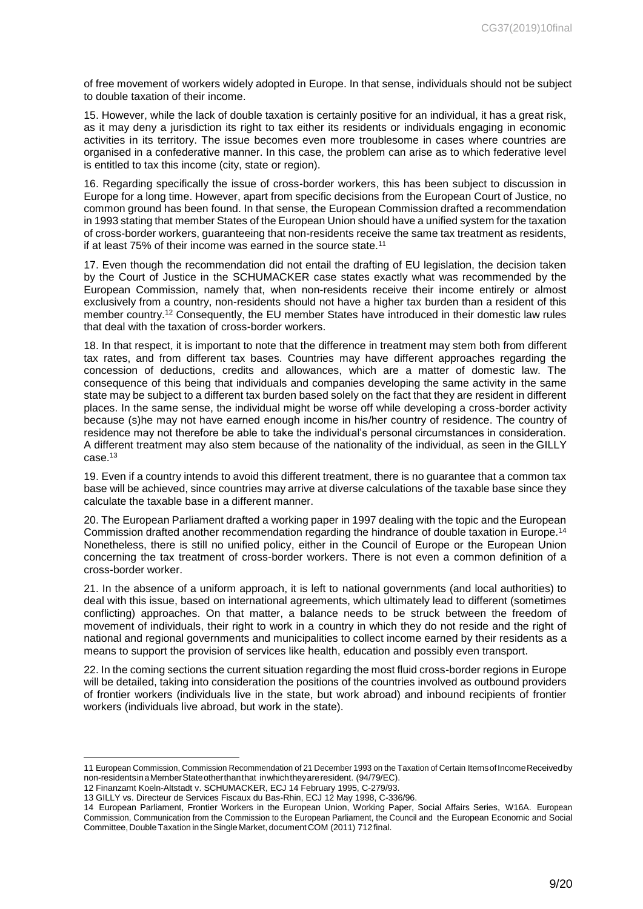of free movement of workers widely adopted in Europe. In that sense, individuals should not be subject to double taxation of their income.

15. However, while the lack of double taxation is certainly positive for an individual, it has a great risk, as it may deny a jurisdiction its right to tax either its residents or individuals engaging in economic activities in its territory. The issue becomes even more troublesome in cases where countries are organised in a confederative manner. In this case, the problem can arise as to which federative level is entitled to tax this income (city, state or region).

16. Regarding specifically the issue of cross-border workers, this has been subject to discussion in Europe for a long time. However, apart from specific decisions from the European Court of Justice, no common ground has been found. In that sense, the European Commission drafted a recommendation in 1993 stating that member States of the European Union should have a unified system for the taxation of cross-border workers, guaranteeing that non-residents receive the same tax treatment as residents, if at least 75% of their income was earned in the source state.[11]

17. Even though the recommendation did not entail the drafting of EU legislation, the decision taken by the Court of Justice in the SCHUMACKER case states exactly what was recommended by the European Commission, namely that, when non-residents receive their income entirely or almost exclusively from a country, non-residents should not have a higher tax burden than a resident of this member country.[12] Consequently, the EU member States have introduced in their domestic law rules that deal with the taxation of cross-border workers.

18. In that respect, it is important to note that the difference in treatment may stem both from different tax rates, and from different tax bases. Countries may have different approaches regarding the concession of deductions, credits and allowances, which are a matter of domestic law. The consequence of this being that individuals and companies developing the same activity in the same state may be subject to a different tax burden based solely on the fact that they are resident in different places. In the same sense, the individual might be worse off while developing a cross-border activity because (s)he may not have earned enough income in his/her country of residence. The country of residence may not therefore be able to take the individual's personal circumstances in consideration. A different treatment may also stem because of the nationality of the individual, as seen in the GILLY case.[13]

19. Even if a country intends to avoid this different treatment, there is no guarantee that a common tax base will be achieved, since countries may arrive at diverse calculations of the taxable base since they calculate the taxable base in a different manner.

20. The European Parliament drafted a working paper in 1997 dealing with the topic and the European Commission drafted another recommendation regarding the hindrance of double taxation in Europe.[14] Nonetheless, there is still no unified policy, either in the Council of Europe or the European Union concerning the tax treatment of cross-border workers. There is not even a common definition of a cross-border worker.

21. In the absence of a uniform approach, it is left to national governments (and local authorities) to deal with this issue, based on international agreements, which ultimately lead to different (sometimes conflicting) approaches. On that matter, a balance needs to be struck between the freedom of movement of individuals, their right to work in a country in which they do not reside and the right of national and regional governments and municipalities to collect income earned by their residents as a means to support the provision of services like health, education and possibly even transport.

22. In the coming sections the current situation regarding the most fluid cross-border regions in Europe will be detailed, taking into consideration the positions of the countries involved as outbound providers of frontier workers (individuals live in the state, but work abroad) and inbound recipients of frontier workers (individuals live abroad, but work in the state).

---

11 European Commission, Commission Recommendation of 21 December 1993 on the Taxation of Certain Items of Income Received by non-residents in a Member State other than that in which they are resident. (94/79/EC).

12 Finanzamt Koeln-Altstadt v. SCHUMACKER, ECJ 14 February 1995, C-279/93.

13 GILLY vs. Directeur de Services Fiscaux du Bas-Rhin, ECJ 12 May 1998, C-336/96.

14 European Parliament, Frontier Workers in the European Union, Working Paper, Social Affairs Series, W16A. European Commission, Communication from the Commission to the European Parliament, the Council and the European Economic and Social Committee, Double Taxation in the Single Market, document COM (2011) 712 final.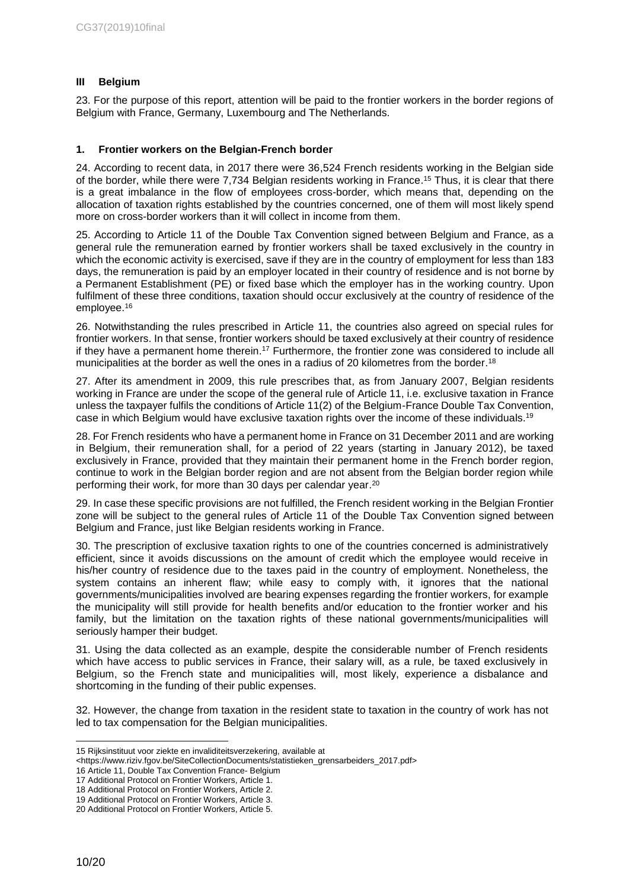## III Belgium

23. For the purpose of this report, attention will be paid to the frontier workers in the border regions of Belgium with France, Germany, Luxembourg and The Netherlands.

### 1. Frontier workers on the Belgian-French border

24. According to recent data, in 2017 there were 36,524 French residents working in the Belgian side of the border, while there were 7,734 Belgian residents working in France.[15] Thus, it is clear that there is a great imbalance in the flow of employees cross-border, which means that, depending on the allocation of taxation rights established by the countries concerned, one of them will most likely spend more on cross-border workers than it will collect in income from them.

25. According to Article 11 of the Double Tax Convention signed between Belgium and France, as a general rule the remuneration earned by frontier workers shall be taxed exclusively in the country in which the economic activity is exercised, save if they are in the country of employment for less than 183 days, the remuneration is paid by an employer located in their country of residence and is not borne by a Permanent Establishment (PE) or fixed base which the employer has in the working country. Upon fulfilment of these three conditions, taxation should occur exclusively at the country of residence of the employee.[16]

26. Notwithstanding the rules prescribed in Article 11, the countries also agreed on special rules for frontier workers. In that sense, frontier workers should be taxed exclusively at their country of residence if they have a permanent home therein.[17] Furthermore, the frontier zone was considered to include all municipalities at the border as well the ones in a radius of 20 kilometres from the border.[18]

27. After its amendment in 2009, this rule prescribes that, as from January 2007, Belgian residents working in France are under the scope of the general rule of Article 11, i.e. exclusive taxation in France unless the taxpayer fulfils the conditions of Article 11(2) of the Belgium-France Double Tax Convention, case in which Belgium would have exclusive taxation rights over the income of these individuals.[19]

28. For French residents who have a permanent home in France on 31 December 2011 and are working in Belgium, their remuneration shall, for a period of 22 years (starting in January 2012), be taxed exclusively in France, provided that they maintain their permanent home in the French border region, continue to work in the Belgian border region and are not absent from the Belgian border region while performing their work, for more than 30 days per calendar year.[20]

29. In case these specific provisions are not fulfilled, the French resident working in the Belgian Frontier zone will be subject to the general rules of Article 11 of the Double Tax Convention signed between Belgium and France, just like Belgian residents working in France.

30. The prescription of exclusive taxation rights to one of the countries concerned is administratively efficient, since it avoids discussions on the amount of credit which the employee would receive in his/her country of residence due to the taxes paid in the country of employment. Nonetheless, the system contains an inherent flaw; while easy to comply with, it ignores that the national governments/municipalities involved are bearing expenses regarding the frontier workers, for example the municipality will still provide for health benefits and/or education to the frontier worker and his family, but the limitation on the taxation rights of these national governments/municipalities will seriously hamper their budget.

31. Using the data collected as an example, despite the considerable number of French residents which have access to public services in France, their salary will, as a rule, be taxed exclusively in Belgium, so the French state and municipalities will, most likely, experience a disbalance and shortcoming in the funding of their public expenses.

32. However, the change from taxation in the resident state to taxation in the country of work has not led to tax compensation for the Belgian municipalities.

---

15 Rijksinstituut voor ziekte en invaliditeitsverzekering, available at <https://www.riziv.fgov.be/SiteCollectionDocuments/statistieken_grensarbeiders_2017.pdf>

16 Article 11, Double Tax Convention France- Belgium

17 Additional Protocol on Frontier Workers, Article 1.

18 Additional Protocol on Frontier Workers, Article 2.

19 Additional Protocol on Frontier Workers, Article 3.

20 Additional Protocol on Frontier Workers, Article 5.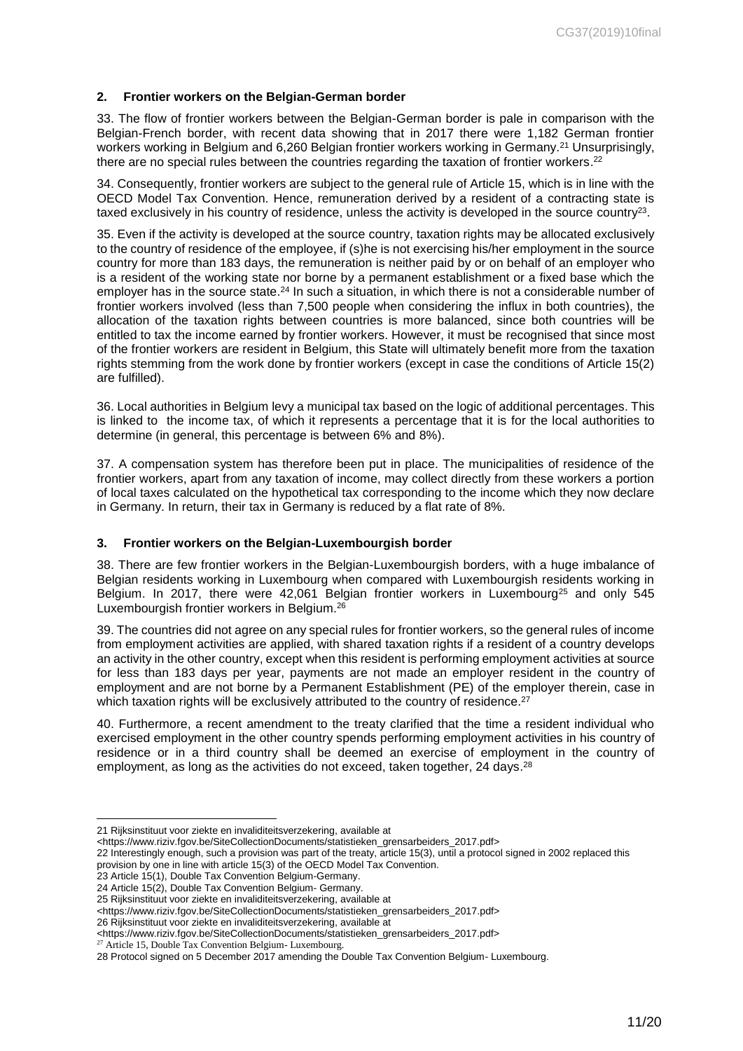## 2. Frontier workers on the Belgian-German border

33. The flow of frontier workers between the Belgian-German border is pale in comparison with the Belgian-French border, with recent data showing that in 2017 there were 1,182 German frontier workers working in Belgium and 6,260 Belgian frontier workers working in Germany.[21] Unsurprisingly, there are no special rules between the countries regarding the taxation of frontier workers.[22]

34. Consequently, frontier workers are subject to the general rule of Article 15, which is in line with the OECD Model Tax Convention. Hence, remuneration derived by a resident of a contracting state is taxed exclusively in his country of residence, unless the activity is developed in the source country[23].

35. Even if the activity is developed at the source country, taxation rights may be allocated exclusively to the country of residence of the employee, if (s)he is not exercising his/her employment in the source country for more than 183 days, the remuneration is neither paid by or on behalf of an employer who is a resident of the working state nor borne by a permanent establishment or a fixed base which the employer has in the source state.[24] In such a situation, in which there is not a considerable number of frontier workers involved (less than 7,500 people when considering the influx in both countries), the allocation of the taxation rights between countries is more balanced, since both countries will be entitled to tax the income earned by frontier workers. However, it must be recognised that since most of the frontier workers are resident in Belgium, this State will ultimately benefit more from the taxation rights stemming from the work done by frontier workers (except in case the conditions of Article 15(2) are fulfilled).

36. Local authorities in Belgium levy a municipal tax based on the logic of additional percentages. This is linked to the income tax, of which it represents a percentage that it is for the local authorities to determine (in general, this percentage is between 6% and 8%).

37. A compensation system has therefore been put in place. The municipalities of residence of the frontier workers, apart from any taxation of income, may collect directly from these workers a portion of local taxes calculated on the hypothetical tax corresponding to the income which they now declare in Germany. In return, their tax in Germany is reduced by a flat rate of 8%.

## 3. Frontier workers on the Belgian-Luxembourgish border

38. There are few frontier workers in the Belgian-Luxembourgish borders, with a huge imbalance of Belgian residents working in Luxembourg when compared with Luxembourgish residents working in Belgium. In 2017, there were 42,061 Belgian frontier workers in Luxembourg[25] and only 545 Luxembourgish frontier workers in Belgium.[26]

39. The countries did not agree on any special rules for frontier workers, so the general rules of income from employment activities are applied, with shared taxation rights if a resident of a country develops an activity in the other country, except when this resident is performing employment activities at source for less than 183 days per year, payments are not made an employer resident in the country of employment and are not borne by a Permanent Establishment (PE) of the employer therein, case in which taxation rights will be exclusively attributed to the country of residence.[27]

40. Furthermore, a recent amendment to the treaty clarified that the time a resident individual who exercised employment in the other country spends performing employment activities in his country of residence or in a third country shall be deemed an exercise of employment in the country of employment, as long as the activities do not exceed, taken together, 24 days.[28]

---

21 Rijksinstituut voor ziekte en invaliditeitsverzekering, available at <https://www.riziv.fgov.be/SiteCollectionDocuments/statistieken_grensarbeiders_2017.pdf>

22 Interestingly enough, such a provision was part of the treaty, article 15(3), until a protocol signed in 2002 replaced this provision by one in line with article 15(3) of the OECD Model Tax Convention.

23 Article 15(1), Double Tax Convention Belgium-Germany.

24 Article 15(2), Double Tax Convention Belgium- Germany.

25 Rijksinstituut voor ziekte en invaliditeitsverzekering, available at <https://www.riziv.fgov.be/SiteCollectionDocuments/statistieken_grensarbeiders_2017.pdf>

26 Rijksinstituut voor ziekte en invaliditeitsverzekering, available at <https://www.riziv.fgov.be/SiteCollectionDocuments/statistieken_grensarbeiders_2017.pdf>

27 Article 15, Double Tax Convention Belgium- Luxembourg.

28 Protocol signed on 5 December 2017 amending the Double Tax Convention Belgium- Luxembourg.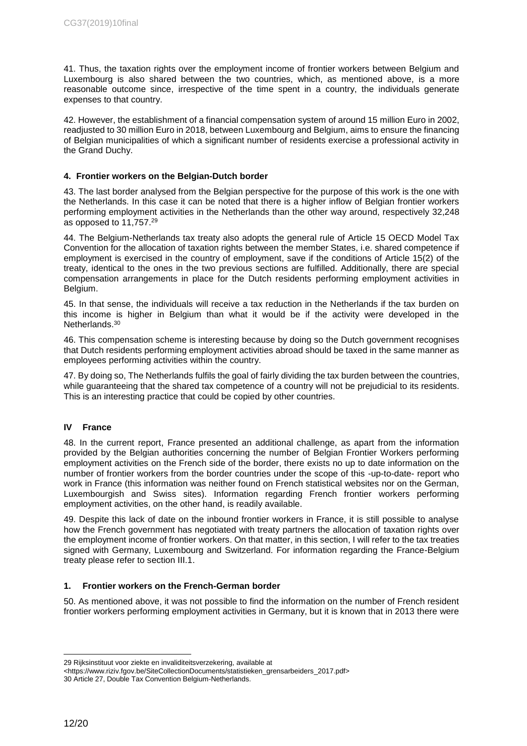41. Thus, the taxation rights over the employment income of frontier workers between Belgium and Luxembourg is also shared between the two countries, which, as mentioned above, is a more reasonable outcome since, irrespective of the time spent in a country, the individuals generate expenses to that country.

42. However, the establishment of a financial compensation system of around 15 million Euro in 2002, readjusted to 30 million Euro in 2018, between Luxembourg and Belgium, aims to ensure the financing of Belgian municipalities of which a significant number of residents exercise a professional activity in the Grand Duchy.

### 4. Frontier workers on the Belgian-Dutch border

43. The last border analysed from the Belgian perspective for the purpose of this work is the one with the Netherlands. In this case it can be noted that there is a higher inflow of Belgian frontier workers performing employment activities in the Netherlands than the other way around, respectively 32,248 as opposed to 11,757.[29]

44. The Belgium-Netherlands tax treaty also adopts the general rule of Article 15 OECD Model Tax Convention for the allocation of taxation rights between the member States, i.e. shared competence if employment is exercised in the country of employment, save if the conditions of Article 15(2) of the treaty, identical to the ones in the two previous sections are fulfilled. Additionally, there are special compensation arrangements in place for the Dutch residents performing employment activities in Belgium.

45. In that sense, the individuals will receive a tax reduction in the Netherlands if the tax burden on this income is higher in Belgium than what it would be if the activity were developed in the Netherlands.[30]

46. This compensation scheme is interesting because by doing so the Dutch government recognises that Dutch residents performing employment activities abroad should be taxed in the same manner as employees performing activities within the country.

47. By doing so, The Netherlands fulfils the goal of fairly dividing the tax burden between the countries, while guaranteeing that the shared tax competence of a country will not be prejudicial to its residents. This is an interesting practice that could be copied by other countries.

## IV France

48. In the current report, France presented an additional challenge, as apart from the information provided by the Belgian authorities concerning the number of Belgian Frontier Workers performing employment activities on the French side of the border, there exists no up to date information on the number of frontier workers from the border countries under the scope of this -up-to-date- report who work in France (this information was neither found on French statistical websites nor on the German, Luxembourgish and Swiss sites). Information regarding French frontier workers performing employment activities, on the other hand, is readily available.

49. Despite this lack of date on the inbound frontier workers in France, it is still possible to analyse how the French government has negotiated with treaty partners the allocation of taxation rights over the employment income of frontier workers. On that matter, in this section, I will refer to the tax treaties signed with Germany, Luxembourg and Switzerland. For information regarding the France-Belgium treaty please refer to section III.1.

### 1. Frontier workers on the French-German border

50. As mentioned above, it was not possible to find the information on the number of French resident frontier workers performing employment activities in Germany, but it is known that in 2013 there were

---

29 Rijksinstituut voor ziekte en invaliditeitsverzekering, available at <https://www.riziv.fgov.be/SiteCollectionDocuments/statistieken_grensarbeiders_2017.pdf>

30 Article 27, Double Tax Convention Belgium-Netherlands.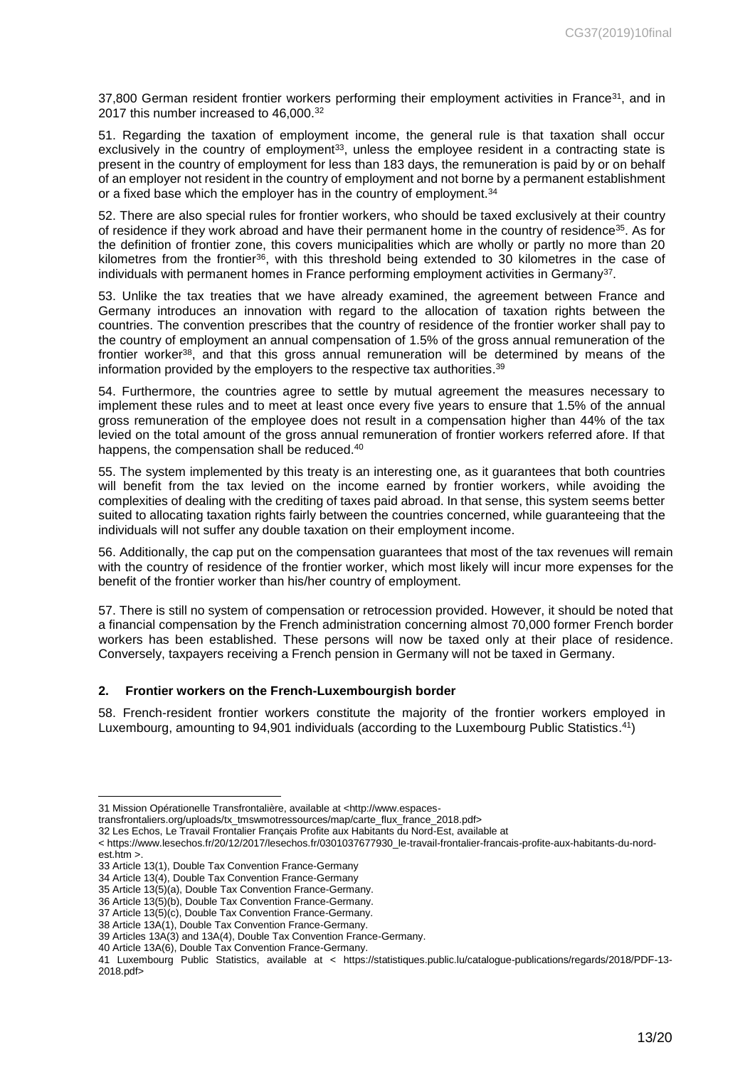37,800 German resident frontier workers performing their employment activities in France[31], and in 2017 this number increased to 46,000.[32]

51. Regarding the taxation of employment income, the general rule is that taxation shall occur exclusively in the country of employment[33], unless the employee resident in a contracting state is present in the country of employment for less than 183 days, the remuneration is paid by or on behalf of an employer not resident in the country of employment and not borne by a permanent establishment or a fixed base which the employer has in the country of employment.[34]

52. There are also special rules for frontier workers, who should be taxed exclusively at their country of residence if they work abroad and have their permanent home in the country of residence[35]. As for the definition of frontier zone, this covers municipalities which are wholly or partly no more than 20 kilometres from the frontier[36], with this threshold being extended to 30 kilometres in the case of individuals with permanent homes in France performing employment activities in Germany[37].

53. Unlike the tax treaties that we have already examined, the agreement between France and Germany introduces an innovation with regard to the allocation of taxation rights between the countries. The convention prescribes that the country of residence of the frontier worker shall pay to the country of employment an annual compensation of 1.5% of the gross annual remuneration of the frontier worker[38], and that this gross annual remuneration will be determined by means of the information provided by the employers to the respective tax authorities.[39]

54. Furthermore, the countries agree to settle by mutual agreement the measures necessary to implement these rules and to meet at least once every five years to ensure that 1.5% of the annual gross remuneration of the employee does not result in a compensation higher than 44% of the tax levied on the total amount of the gross annual remuneration of frontier workers referred afore. If that happens, the compensation shall be reduced.[40]

55. The system implemented by this treaty is an interesting one, as it guarantees that both countries will benefit from the tax levied on the income earned by frontier workers, while avoiding the complexities of dealing with the crediting of taxes paid abroad. In that sense, this system seems better suited to allocating taxation rights fairly between the countries concerned, while guaranteeing that the individuals will not suffer any double taxation on their employment income.

56. Additionally, the cap put on the compensation guarantees that most of the tax revenues will remain with the country of residence of the frontier worker, which most likely will incur more expenses for the benefit of the frontier worker than his/her country of employment.

57. There is still no system of compensation or retrocession provided. However, it should be noted that a financial compensation by the French administration concerning almost 70,000 former French border workers has been established. These persons will now be taxed only at their place of residence. Conversely, taxpayers receiving a French pension in Germany will not be taxed in Germany.

## 2. Frontier workers on the French-Luxembourgish border

58. French-resident frontier workers constitute the majority of the frontier workers employed in Luxembourg, amounting to 94,901 individuals (according to the Luxembourg Public Statistics.[41])

---

31 Mission Opérationelle Transfrontalière, available at <http://www.espaces-transfrontaliers.org/uploads/tx_tmswmotressources/map/carte_flux_france_2018.pdf>

32 Les Echos, Le Travail Frontalier Français Profite aux Habitants du Nord-Est, available at < https://www.lesechos.fr/20/12/2017/lesechos.fr/0301037677930_le-travail-frontalier-francais-profite-aux-habitants-du-nord-est.htm >.

33 Article 13(1), Double Tax Convention France-Germany

34 Article 13(4), Double Tax Convention France-Germany

35 Article 13(5)(a), Double Tax Convention France-Germany.

36 Article 13(5)(b), Double Tax Convention France-Germany.

37 Article 13(5)(c), Double Tax Convention France-Germany.

38 Article 13A(1), Double Tax Convention France-Germany.

39 Articles 13A(3) and 13A(4), Double Tax Convention France-Germany.

40 Article 13A(6), Double Tax Convention France-Germany.

41 Luxembourg Public Statistics, available at < https://statistiques.public.lu/catalogue-publications/regards/2018/PDF-13-2018.pdf>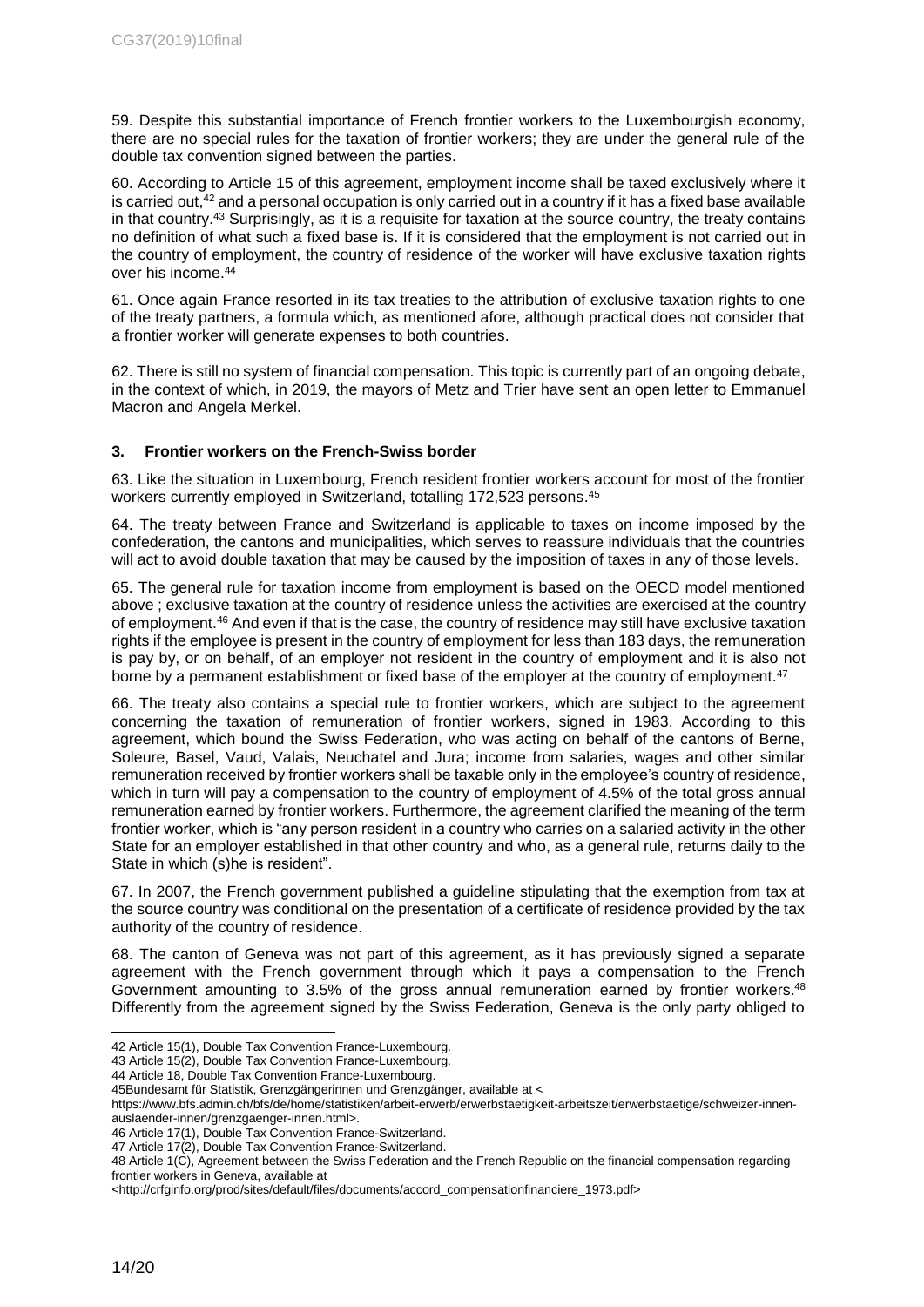59. Despite this substantial importance of French frontier workers to the Luxembourgish economy, there are no special rules for the taxation of frontier workers; they are under the general rule of the double tax convention signed between the parties.

60. According to Article 15 of this agreement, employment income shall be taxed exclusively where it is carried out,[42] and a personal occupation is only carried out in a country if it has a fixed base available in that country.[43] Surprisingly, as it is a requisite for taxation at the source country, the treaty contains no definition of what such a fixed base is. If it is considered that the employment is not carried out in the country of employment, the country of residence of the worker will have exclusive taxation rights over his income.[44]

61. Once again France resorted in its tax treaties to the attribution of exclusive taxation rights to one of the treaty partners, a formula which, as mentioned afore, although practical does not consider that a frontier worker will generate expenses to both countries.

62. There is still no system of financial compensation. This topic is currently part of an ongoing debate, in the context of which, in 2019, the mayors of Metz and Trier have sent an open letter to Emmanuel Macron and Angela Merkel.

### 3. Frontier workers on the French-Swiss border

63. Like the situation in Luxembourg, French resident frontier workers account for most of the frontier workers currently employed in Switzerland, totalling 172,523 persons.[45]

64. The treaty between France and Switzerland is applicable to taxes on income imposed by the confederation, the cantons and municipalities, which serves to reassure individuals that the countries will act to avoid double taxation that may be caused by the imposition of taxes in any of those levels.

65. The general rule for taxation income from employment is based on the OECD model mentioned above ; exclusive taxation at the country of residence unless the activities are exercised at the country of employment.[46] And even if that is the case, the country of residence may still have exclusive taxation rights if the employee is present in the country of employment for less than 183 days, the remuneration is pay by, or on behalf, of an employer not resident in the country of employment and it is also not borne by a permanent establishment or fixed base of the employer at the country of employment.[47]

66. The treaty also contains a special rule to frontier workers, which are subject to the agreement concerning the taxation of remuneration of frontier workers, signed in 1983. According to this agreement, which bound the Swiss Federation, who was acting on behalf of the cantons of Berne, Soleure, Basel, Vaud, Valais, Neuchatel and Jura; income from salaries, wages and other similar remuneration received by frontier workers shall be taxable only in the employee's country of residence, which in turn will pay a compensation to the country of employment of 4.5% of the total gross annual remuneration earned by frontier workers. Furthermore, the agreement clarified the meaning of the term frontier worker, which is "any person resident in a country who carries on a salaried activity in the other State for an employer established in that other country and who, as a general rule, returns daily to the State in which (s)he is resident".

67. In 2007, the French government published a guideline stipulating that the exemption from tax at the source country was conditional on the presentation of a certificate of residence provided by the tax authority of the country of residence.

68. The canton of Geneva was not part of this agreement, as it has previously signed a separate agreement with the French government through which it pays a compensation to the French Government amounting to 3.5% of the gross annual remuneration earned by frontier workers.[48] Differently from the agreement signed by the Swiss Federation, Geneva is the only party obliged to

---

42 Article 15(1), Double Tax Convention France-Luxembourg.

43 Article 15(2), Double Tax Convention France-Luxembourg.

44 Article 18, Double Tax Convention France-Luxembourg.

45Bundesamt für Statistik, Grenzgängerinnen und Grenzgänger, available at < https://www.bfs.admin.ch/bfs/de/home/statistiken/arbeit-erwerb/erwerbstaetigkeit-arbeitszeit/erwerbstaetige/schweizer-innen-auslaender-innen/grenzgaenger-innen.html>.

46 Article 17(1), Double Tax Convention France-Switzerland.

47 Article 17(2), Double Tax Convention France-Switzerland.

48 Article 1(C), Agreement between the Swiss Federation and the French Republic on the financial compensation regarding frontier workers in Geneva, available at <http://crfginfo.org/prod/sites/default/files/documents/accord_compensationfinanciere_1973.pdf>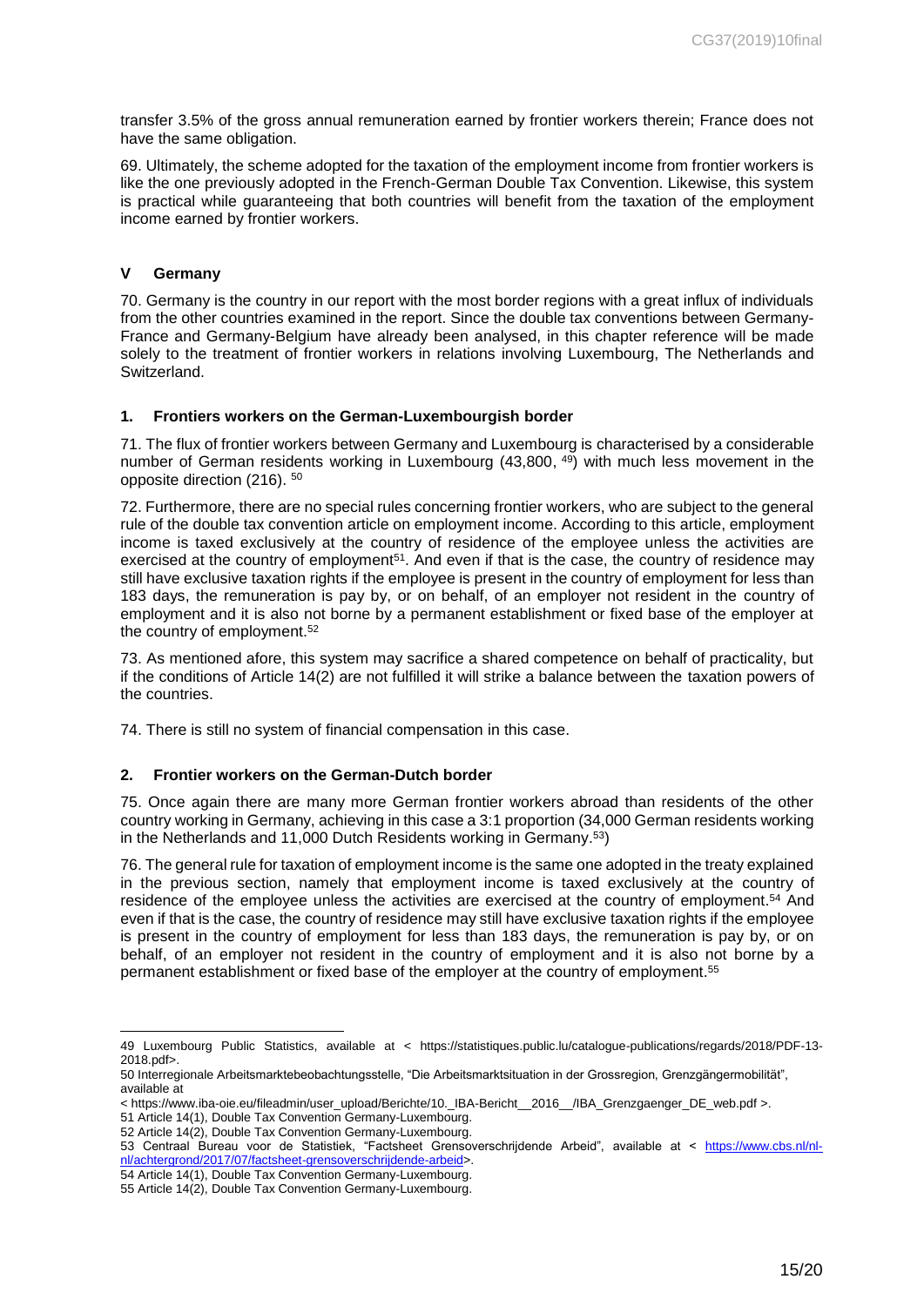transfer 3.5% of the gross annual remuneration earned by frontier workers therein; France does not have the same obligation.

69. Ultimately, the scheme adopted for the taxation of the employment income from frontier workers is like the one previously adopted in the French-German Double Tax Convention. Likewise, this system is practical while guaranteeing that both countries will benefit from the taxation of the employment income earned by frontier workers.

## V Germany

70. Germany is the country in our report with the most border regions with a great influx of individuals from the other countries examined in the report. Since the double tax conventions between Germany-France and Germany-Belgium have already been analysed, in this chapter reference will be made solely to the treatment of frontier workers in relations involving Luxembourg, The Netherlands and Switzerland.

### 1. Frontiers workers on the German-Luxembourgish border

71. The flux of frontier workers between Germany and Luxembourg is characterised by a considerable number of German residents working in Luxembourg (43,800, [49]) with much less movement in the opposite direction (216). [50]

72. Furthermore, there are no special rules concerning frontier workers, who are subject to the general rule of the double tax convention article on employment income. According to this article, employment income is taxed exclusively at the country of residence of the employee unless the activities are exercised at the country of employment[51]. And even if that is the case, the country of residence may still have exclusive taxation rights if the employee is present in the country of employment for less than 183 days, the remuneration is pay by, or on behalf, of an employer not resident in the country of employment and it is also not borne by a permanent establishment or fixed base of the employer at the country of employment.[52]

73. As mentioned afore, this system may sacrifice a shared competence on behalf of practicality, but if the conditions of Article 14(2) are not fulfilled it will strike a balance between the taxation powers of the countries.

74. There is still no system of financial compensation in this case.

### 2. Frontier workers on the German-Dutch border

75. Once again there are many more German frontier workers abroad than residents of the other country working in Germany, achieving in this case a 3:1 proportion (34,000 German residents working in the Netherlands and 11,000 Dutch Residents working in Germany.[53])

76. The general rule for taxation of employment income is the same one adopted in the treaty explained in the previous section, namely that employment income is taxed exclusively at the country of residence of the employee unless the activities are exercised at the country of employment.[54] And even if that is the case, the country of residence may still have exclusive taxation rights if the employee is present in the country of employment for less than 183 days, the remuneration is pay by, or on behalf, of an employer not resident in the country of employment and it is also not borne by a permanent establishment or fixed base of the employer at the country of employment.[55]

---

49 Luxembourg Public Statistics, available at < https://statistiques.public.lu/catalogue-publications/regards/2018/PDF-13-2018.pdf>.

50 Interregionale Arbeitsmarktebeobachtungsstelle, "Die Arbeitsmarktsituation in der Grossregion, Grenzgängermobilität", available at
< https://www.iba-oie.eu/fileadmin/user_upload/Berichte/10._IBA-Bericht__2016__/IBA_Grenzgaenger_DE_web.pdf >.

51 Article 14(1), Double Tax Convention Germany-Luxembourg.

52 Article 14(2), Double Tax Convention Germany-Luxembourg.

53 Centraal Bureau voor de Statistiek, "Factsheet Grensoverschrijdende Arbeid", available at < https://www.cbs.nl/nl-nl/achtergrond/2017/07/factsheet-grensoverschrijdende-arbeid>.

54 Article 14(1), Double Tax Convention Germany-Luxembourg.

55 Article 14(2), Double Tax Convention Germany-Luxembourg.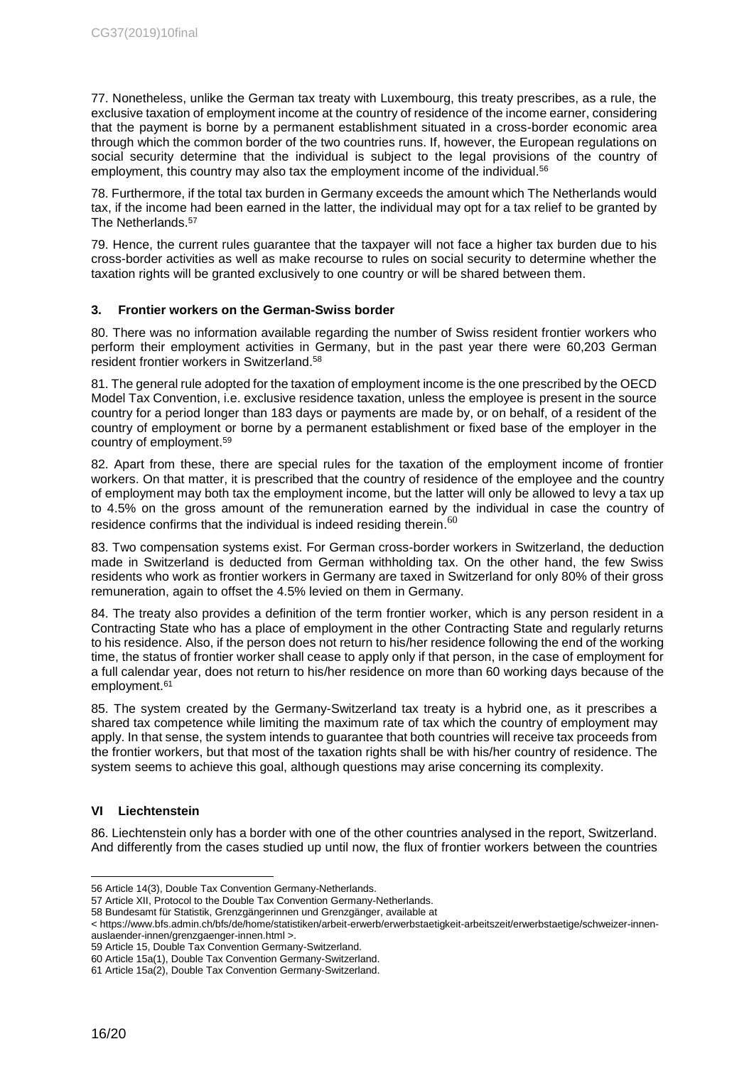77. Nonetheless, unlike the German tax treaty with Luxembourg, this treaty prescribes, as a rule, the exclusive taxation of employment income at the country of residence of the income earner, considering that the payment is borne by a permanent establishment situated in a cross-border economic area through which the common border of the two countries runs. If, however, the European regulations on social security determine that the individual is subject to the legal provisions of the country of employment, this country may also tax the employment income of the individual.[56]

78. Furthermore, if the total tax burden in Germany exceeds the amount which The Netherlands would tax, if the income had been earned in the latter, the individual may opt for a tax relief to be granted by The Netherlands.[57]

79. Hence, the current rules guarantee that the taxpayer will not face a higher tax burden due to his cross-border activities as well as make recourse to rules on social security to determine whether the taxation rights will be granted exclusively to one country or will be shared between them.

### 3. Frontier workers on the German-Swiss border

80. There was no information available regarding the number of Swiss resident frontier workers who perform their employment activities in Germany, but in the past year there were 60,203 German resident frontier workers in Switzerland.[58]

81. The general rule adopted for the taxation of employment income is the one prescribed by the OECD Model Tax Convention, i.e. exclusive residence taxation, unless the employee is present in the source country for a period longer than 183 days or payments are made by, or on behalf, of a resident of the country of employment or borne by a permanent establishment or fixed base of the employer in the country of employment.[59]

82. Apart from these, there are special rules for the taxation of the employment income of frontier workers. On that matter, it is prescribed that the country of residence of the employee and the country of employment may both tax the employment income, but the latter will only be allowed to levy a tax up to 4.5% on the gross amount of the remuneration earned by the individual in case the country of residence confirms that the individual is indeed residing therein.[60]

83. Two compensation systems exist. For German cross-border workers in Switzerland, the deduction made in Switzerland is deducted from German withholding tax. On the other hand, the few Swiss residents who work as frontier workers in Germany are taxed in Switzerland for only 80% of their gross remuneration, again to offset the 4.5% levied on them in Germany.

84. The treaty also provides a definition of the term frontier worker, which is any person resident in a Contracting State who has a place of employment in the other Contracting State and regularly returns to his residence. Also, if the person does not return to his/her residence following the end of the working time, the status of frontier worker shall cease to apply only if that person, in the case of employment for a full calendar year, does not return to his/her residence on more than 60 working days because of the employment.[61]

85. The system created by the Germany-Switzerland tax treaty is a hybrid one, as it prescribes a shared tax competence while limiting the maximum rate of tax which the country of employment may apply. In that sense, the system intends to guarantee that both countries will receive tax proceeds from the frontier workers, but that most of the taxation rights shall be with his/her country of residence. The system seems to achieve this goal, although questions may arise concerning its complexity.

## VI Liechtenstein

86. Liechtenstein only has a border with one of the other countries analysed in the report, Switzerland. And differently from the cases studied up until now, the flux of frontier workers between the countries

---

56 Article 14(3), Double Tax Convention Germany-Netherlands.
57 Article XII, Protocol to the Double Tax Convention Germany-Netherlands.
58 Bundesamt für Statistik, Grenzgängerinnen und Grenzgänger, available at < https://www.bfs.admin.ch/bfs/de/home/statistiken/arbeit-erwerb/erwerbstaetigkeit-arbeitszeit/erwerbstaetige/schweizer-innen-auslaender-innen/grenzgaenger-innen.html >.
59 Article 15, Double Tax Convention Germany-Switzerland.
60 Article 15a(1), Double Tax Convention Germany-Switzerland.
61 Article 15a(2), Double Tax Convention Germany-Switzerland.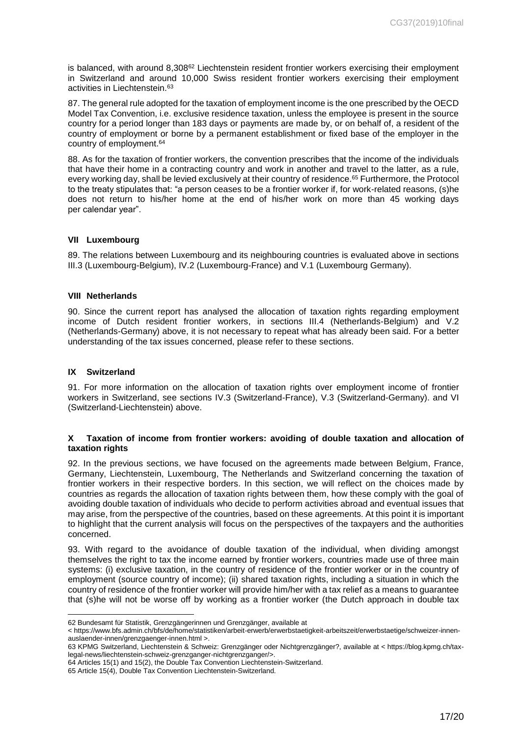is balanced, with around 8,308[62] Liechtenstein resident frontier workers exercising their employment in Switzerland and around 10,000 Swiss resident frontier workers exercising their employment activities in Liechtenstein.[63]

87. The general rule adopted for the taxation of employment income is the one prescribed by the OECD Model Tax Convention, i.e. exclusive residence taxation, unless the employee is present in the source country for a period longer than 183 days or payments are made by, or on behalf of, a resident of the country of employment or borne by a permanent establishment or fixed base of the employer in the country of employment.[64]

88. As for the taxation of frontier workers, the convention prescribes that the income of the individuals that have their home in a contracting country and work in another and travel to the latter, as a rule, every working day, shall be levied exclusively at their country of residence.[65] Furthermore, the Protocol to the treaty stipulates that: "a person ceases to be a frontier worker if, for work-related reasons, (s)he does not return to his/her home at the end of his/her work on more than 45 working days per calendar year".

### VII Luxembourg

89. The relations between Luxembourg and its neighbouring countries is evaluated above in sections III.3 (Luxembourg-Belgium), IV.2 (Luxembourg-France) and V.1 (Luxembourg Germany).

### VIII Netherlands

90. Since the current report has analysed the allocation of taxation rights regarding employment income of Dutch resident frontier workers, in sections III.4 (Netherlands-Belgium) and V.2 (Netherlands-Germany) above, it is not necessary to repeat what has already been said. For a better understanding of the tax issues concerned, please refer to these sections.

### IX Switzerland

91. For more information on the allocation of taxation rights over employment income of frontier workers in Switzerland, see sections IV.3 (Switzerland-France), V.3 (Switzerland-Germany). and VI (Switzerland-Liechtenstein) above.

### X Taxation of income from frontier workers: avoiding of double taxation and allocation of taxation rights

92. In the previous sections, we have focused on the agreements made between Belgium, France, Germany, Liechtenstein, Luxembourg, The Netherlands and Switzerland concerning the taxation of frontier workers in their respective borders. In this section, we will reflect on the choices made by countries as regards the allocation of taxation rights between them, how these comply with the goal of avoiding double taxation of individuals who decide to perform activities abroad and eventual issues that may arise, from the perspective of the countries, based on these agreements. At this point it is important to highlight that the current analysis will focus on the perspectives of the taxpayers and the authorities concerned.

93. With regard to the avoidance of double taxation of the individual, when dividing amongst themselves the right to tax the income earned by frontier workers, countries made use of three main systems: (i) exclusive taxation, in the country of residence of the frontier worker or in the country of employment (source country of income); (ii) shared taxation rights, including a situation in which the country of residence of the frontier worker will provide him/her with a tax relief as a means to guarantee that (s)he will not be worse off by working as a frontier worker (the Dutch approach in double tax

---

62 Bundesamt für Statistik, Grenzgängerinnen und Grenzgänger, available at < https://www.bfs.admin.ch/bfs/de/home/statistiken/arbeit-erwerb/erwerbstaetigkeit-arbeitszeit/erwerbstaetige/schweizer-innen-auslaender-innen/grenzgaenger-innen.html >.

63 KPMG Switzerland, Liechtenstein & Schweiz: Grenzgänger oder Nichtgrenzgänger?, available at < https://blog.kpmg.ch/tax-legal-news/liechtenstein-schweiz-grenzganger-nichtgrenzganger/>.

64 Articles 15(1) and 15(2), the Double Tax Convention Liechtenstein-Switzerland.

65 Article 15(4), Double Tax Convention Liechtenstein-Switzerland.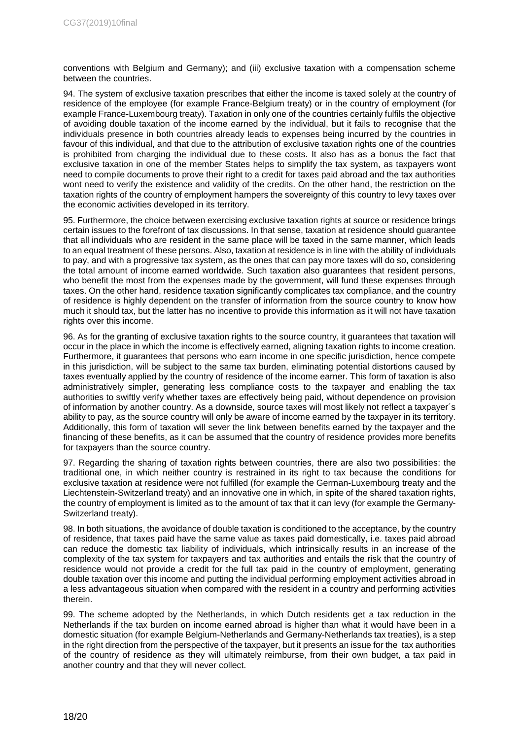conventions with Belgium and Germany); and (iii) exclusive taxation with a compensation scheme between the countries.

94. The system of exclusive taxation prescribes that either the income is taxed solely at the country of residence of the employee (for example France-Belgium treaty) or in the country of employment (for example France-Luxembourg treaty). Taxation in only one of the countries certainly fulfils the objective of avoiding double taxation of the income earned by the individual, but it fails to recognise that the individuals presence in both countries already leads to expenses being incurred by the countries in favour of this individual, and that due to the attribution of exclusive taxation rights one of the countries is prohibited from charging the individual due to these costs. It also has as a bonus the fact that exclusive taxation in one of the member States helps to simplify the tax system, as taxpayers wont need to compile documents to prove their right to a credit for taxes paid abroad and the tax authorities wont need to verify the existence and validity of the credits. On the other hand, the restriction on the taxation rights of the country of employment hampers the sovereignty of this country to levy taxes over the economic activities developed in its territory.

95. Furthermore, the choice between exercising exclusive taxation rights at source or residence brings certain issues to the forefront of tax discussions. In that sense, taxation at residence should guarantee that all individuals who are resident in the same place will be taxed in the same manner, which leads to an equal treatment of these persons. Also, taxation at residence is in line with the ability of individuals to pay, and with a progressive tax system, as the ones that can pay more taxes will do so, considering the total amount of income earned worldwide. Such taxation also guarantees that resident persons, who benefit the most from the expenses made by the government, will fund these expenses through taxes. On the other hand, residence taxation significantly complicates tax compliance, and the country of residence is highly dependent on the transfer of information from the source country to know how much it should tax, but the latter has no incentive to provide this information as it will not have taxation rights over this income.

96. As for the granting of exclusive taxation rights to the source country, it guarantees that taxation will occur in the place in which the income is effectively earned, aligning taxation rights to income creation. Furthermore, it guarantees that persons who earn income in one specific jurisdiction, hence compete in this jurisdiction, will be subject to the same tax burden, eliminating potential distortions caused by taxes eventually applied by the country of residence of the income earner. This form of taxation is also administratively simpler, generating less compliance costs to the taxpayer and enabling the tax authorities to swiftly verify whether taxes are effectively being paid, without dependence on provision of information by another country. As a downside, source taxes will most likely not reflect a taxpayer´s ability to pay, as the source country will only be aware of income earned by the taxpayer in its territory. Additionally, this form of taxation will sever the link between benefits earned by the taxpayer and the financing of these benefits, as it can be assumed that the country of residence provides more benefits for taxpayers than the source country.

97. Regarding the sharing of taxation rights between countries, there are also two possibilities: the traditional one, in which neither country is restrained in its right to tax because the conditions for exclusive taxation at residence were not fulfilled (for example the German-Luxembourg treaty and the Liechtenstein-Switzerland treaty) and an innovative one in which, in spite of the shared taxation rights, the country of employment is limited as to the amount of tax that it can levy (for example the Germany-Switzerland treaty).

98. In both situations, the avoidance of double taxation is conditioned to the acceptance, by the country of residence, that taxes paid have the same value as taxes paid domestically, i.e. taxes paid abroad can reduce the domestic tax liability of individuals, which intrinsically results in an increase of the complexity of the tax system for taxpayers and tax authorities and entails the risk that the country of residence would not provide a credit for the full tax paid in the country of employment, generating double taxation over this income and putting the individual performing employment activities abroad in a less advantageous situation when compared with the resident in a country and performing activities therein.

99. The scheme adopted by the Netherlands, in which Dutch residents get a tax reduction in the Netherlands if the tax burden on income earned abroad is higher than what it would have been in a domestic situation (for example Belgium-Netherlands and Germany-Netherlands tax treaties), is a step in the right direction from the perspective of the taxpayer, but it presents an issue for the tax authorities of the country of residence as they will ultimately reimburse, from their own budget, a tax paid in another country and that they will never collect.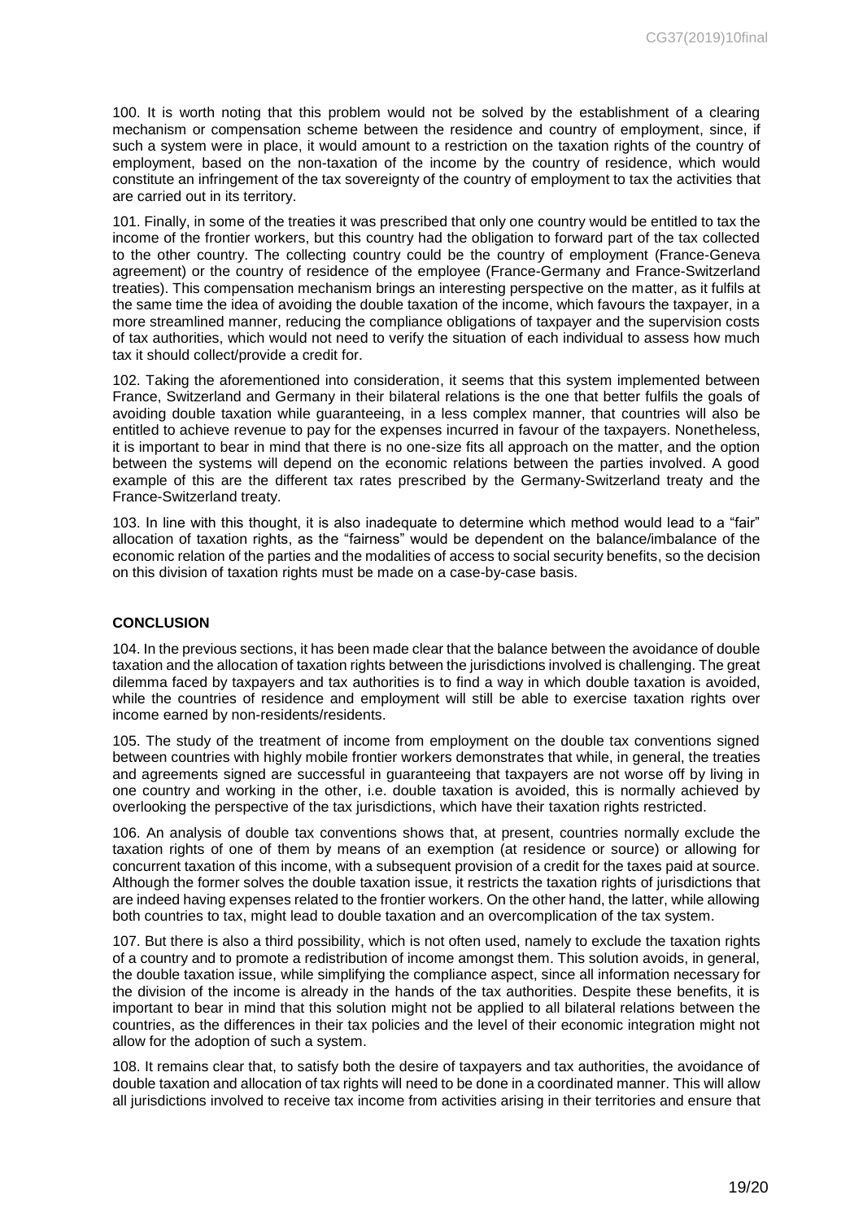100. It is worth noting that this problem would not be solved by the establishment of a clearing mechanism or compensation scheme between the residence and country of employment, since, if such a system were in place, it would amount to a restriction on the taxation rights of the country of employment, based on the non-taxation of the income by the country of residence, which would constitute an infringement of the tax sovereignty of the country of employment to tax the activities that are carried out in its territory.

101. Finally, in some of the treaties it was prescribed that only one country would be entitled to tax the income of the frontier workers, but this country had the obligation to forward part of the tax collected to the other country. The collecting country could be the country of employment (France-Geneva agreement) or the country of residence of the employee (France-Germany and France-Switzerland treaties). This compensation mechanism brings an interesting perspective on the matter, as it fulfils at the same time the idea of avoiding the double taxation of the income, which favours the taxpayer, in a more streamlined manner, reducing the compliance obligations of taxpayer and the supervision costs of tax authorities, which would not need to verify the situation of each individual to assess how much tax it should collect/provide a credit for.

102. Taking the aforementioned into consideration, it seems that this system implemented between France, Switzerland and Germany in their bilateral relations is the one that better fulfils the goals of avoiding double taxation while guaranteeing, in a less complex manner, that countries will also be entitled to achieve revenue to pay for the expenses incurred in favour of the taxpayers. Nonetheless, it is important to bear in mind that there is no one-size fits all approach on the matter, and the option between the systems will depend on the economic relations between the parties involved. A good example of this are the different tax rates prescribed by the Germany-Switzerland treaty and the France-Switzerland treaty.

103. In line with this thought, it is also inadequate to determine which method would lead to a "fair" allocation of taxation rights, as the "fairness" would be dependent on the balance/imbalance of the economic relation of the parties and the modalities of access to social security benefits, so the decision on this division of taxation rights must be made on a case-by-case basis.

## CONCLUSION

104. In the previous sections, it has been made clear that the balance between the avoidance of double taxation and the allocation of taxation rights between the jurisdictions involved is challenging. The great dilemma faced by taxpayers and tax authorities is to find a way in which double taxation is avoided, while the countries of residence and employment will still be able to exercise taxation rights over income earned by non-residents/residents.

105. The study of the treatment of income from employment on the double tax conventions signed between countries with highly mobile frontier workers demonstrates that while, in general, the treaties and agreements signed are successful in guaranteeing that taxpayers are not worse off by living in one country and working in the other, i.e. double taxation is avoided, this is normally achieved by overlooking the perspective of the tax jurisdictions, which have their taxation rights restricted.

106. An analysis of double tax conventions shows that, at present, countries normally exclude the taxation rights of one of them by means of an exemption (at residence or source) or allowing for concurrent taxation of this income, with a subsequent provision of a credit for the taxes paid at source. Although the former solves the double taxation issue, it restricts the taxation rights of jurisdictions that are indeed having expenses related to the frontier workers. On the other hand, the latter, while allowing both countries to tax, might lead to double taxation and an overcomplication of the tax system.

107. But there is also a third possibility, which is not often used, namely to exclude the taxation rights of a country and to promote a redistribution of income amongst them. This solution avoids, in general, the double taxation issue, while simplifying the compliance aspect, since all information necessary for the division of the income is already in the hands of the tax authorities. Despite these benefits, it is important to bear in mind that this solution might not be applied to all bilateral relations between the countries, as the differences in their tax policies and the level of their economic integration might not allow for the adoption of such a system.

108. It remains clear that, to satisfy both the desire of taxpayers and tax authorities, the avoidance of double taxation and allocation of tax rights will need to be done in a coordinated manner. This will allow all jurisdictions involved to receive tax income from activities arising in their territories and ensure that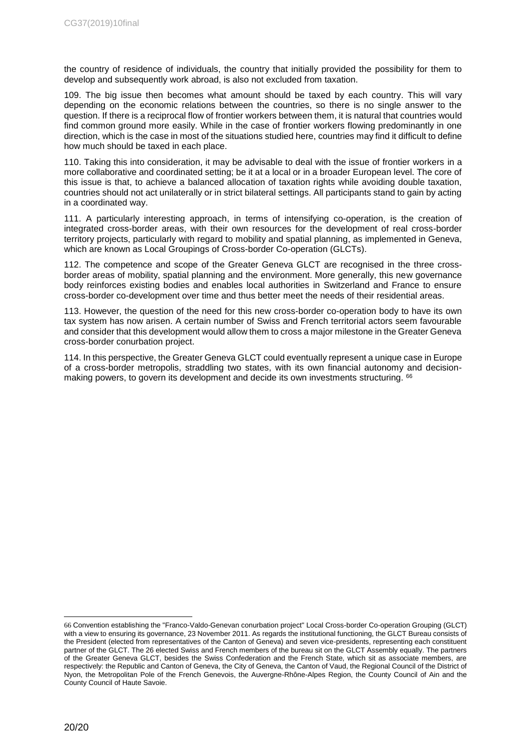the country of residence of individuals, the country that initially provided the possibility for them to develop and subsequently work abroad, is also not excluded from taxation.

109. The big issue then becomes what amount should be taxed by each country. This will vary depending on the economic relations between the countries, so there is no single answer to the question. If there is a reciprocal flow of frontier workers between them, it is natural that countries would find common ground more easily. While in the case of frontier workers flowing predominantly in one direction, which is the case in most of the situations studied here, countries may find it difficult to define how much should be taxed in each place.

110. Taking this into consideration, it may be advisable to deal with the issue of frontier workers in a more collaborative and coordinated setting; be it at a local or in a broader European level. The core of this issue is that, to achieve a balanced allocation of taxation rights while avoiding double taxation, countries should not act unilaterally or in strict bilateral settings. All participants stand to gain by acting in a coordinated way.

111. A particularly interesting approach, in terms of intensifying co-operation, is the creation of integrated cross-border areas, with their own resources for the development of real cross-border territory projects, particularly with regard to mobility and spatial planning, as implemented in Geneva, which are known as Local Groupings of Cross-border Co-operation (GLCTs).

112. The competence and scope of the Greater Geneva GLCT are recognised in the three cross-border areas of mobility, spatial planning and the environment. More generally, this new governance body reinforces existing bodies and enables local authorities in Switzerland and France to ensure cross-border co-development over time and thus better meet the needs of their residential areas.

113. However, the question of the need for this new cross-border co-operation body to have its own tax system has now arisen. A certain number of Swiss and French territorial actors seem favourable and consider that this development would allow them to cross a major milestone in the Greater Geneva cross-border conurbation project.

114. In this perspective, the Greater Geneva GLCT could eventually represent a unique case in Europe of a cross-border metropolis, straddling two states, with its own financial autonomy and decision-making powers, to govern its development and decide its own investments structuring. [66]

---

[66] Convention establishing the "Franco-Valdo-Genevan conurbation project" Local Cross-border Co-operation Grouping (GLCT) with a view to ensuring its governance, 23 November 2011. As regards the institutional functioning, the GLCT Bureau consists of the President (elected from representatives of the Canton of Geneva) and seven vice-presidents, representing each constituent partner of the GLCT. The 26 elected Swiss and French members of the bureau sit on the GLCT Assembly equally. The partners of the Greater Geneva GLCT, besides the Swiss Confederation and the French State, which sit as associate members, are respectively: the Republic and Canton of Geneva, the City of Geneva, the Canton of Vaud, the Regional Council of the District of Nyon, the Metropolitan Pole of the French Genevois, the Auvergne-Rhône-Alpes Region, the County Council of Ain and the County Council of Haute Savoie.